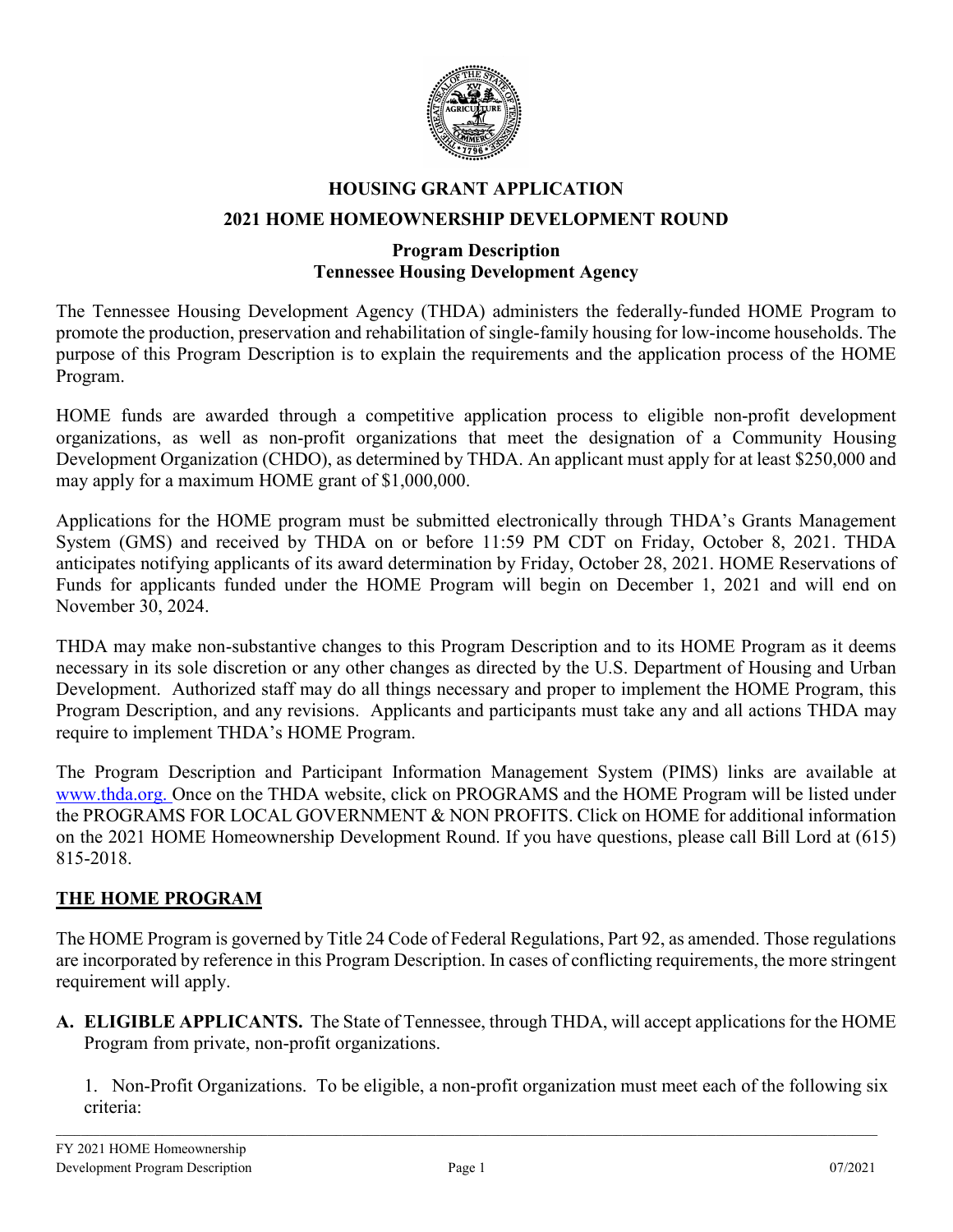# HOUSING GRANT APPLICATION

## 2021 HOME HOMEOWNERSHIP DEVELOPMENT ROUND

### Program Description
### Tennessee Housing Development Agency

The Tennessee Housing Development Agency (THDA) administers the federally-funded HOME Program to promote the production, preservation and rehabilitation of single-family housing for low-income households. The purpose of this Program Description is to explain the requirements and the application process of the HOME Program.

HOME funds are awarded through a competitive application process to eligible non-profit development organizations, as well as non-profit organizations that meet the designation of a Community Housing Development Organization (CHDO), as determined by THDA. An applicant must apply for at least $250,000 and may apply for a maximum HOME grant of $1,000,000.

Applications for the HOME program must be submitted electronically through THDA's Grants Management System (GMS) and received by THDA on or before 11:59 PM CDT on Friday, October 8, 2021. THDA anticipates notifying applicants of its award determination by Friday, October 28, 2021. HOME Reservations of Funds for applicants funded under the HOME Program will begin on December 1, 2021 and will end on November 30, 2024.

THDA may make non-substantive changes to this Program Description and to its HOME Program as it deems necessary in its sole discretion or any other changes as directed by the U.S. Department of Housing and Urban Development. Authorized staff may do all things necessary and proper to implement the HOME Program, this Program Description, and any revisions. Applicants and participants must take any and all actions THDA may require to implement THDA's HOME Program.

The Program Description and Participant Information Management System (PIMS) links are available at www.thda.org. Once on the THDA website, click on PROGRAMS and the HOME Program will be listed under the PROGRAMS FOR LOCAL GOVERNMENT & NON PROFITS. Click on HOME for additional information on the 2021 HOME Homeownership Development Round. If you have questions, please call Bill Lord at (615) 815-2018.

## THE HOME PROGRAM

The HOME Program is governed by Title 24 Code of Federal Regulations, Part 92, as amended. Those regulations are incorporated by reference in this Program Description. In cases of conflicting requirements, the more stringent requirement will apply.

**A. ELIGIBLE APPLICANTS.** The State of Tennessee, through THDA, will accept applications for the HOME Program from private, non-profit organizations.

1. Non-Profit Organizations. To be eligible, a non-profit organization must meet each of the following six criteria: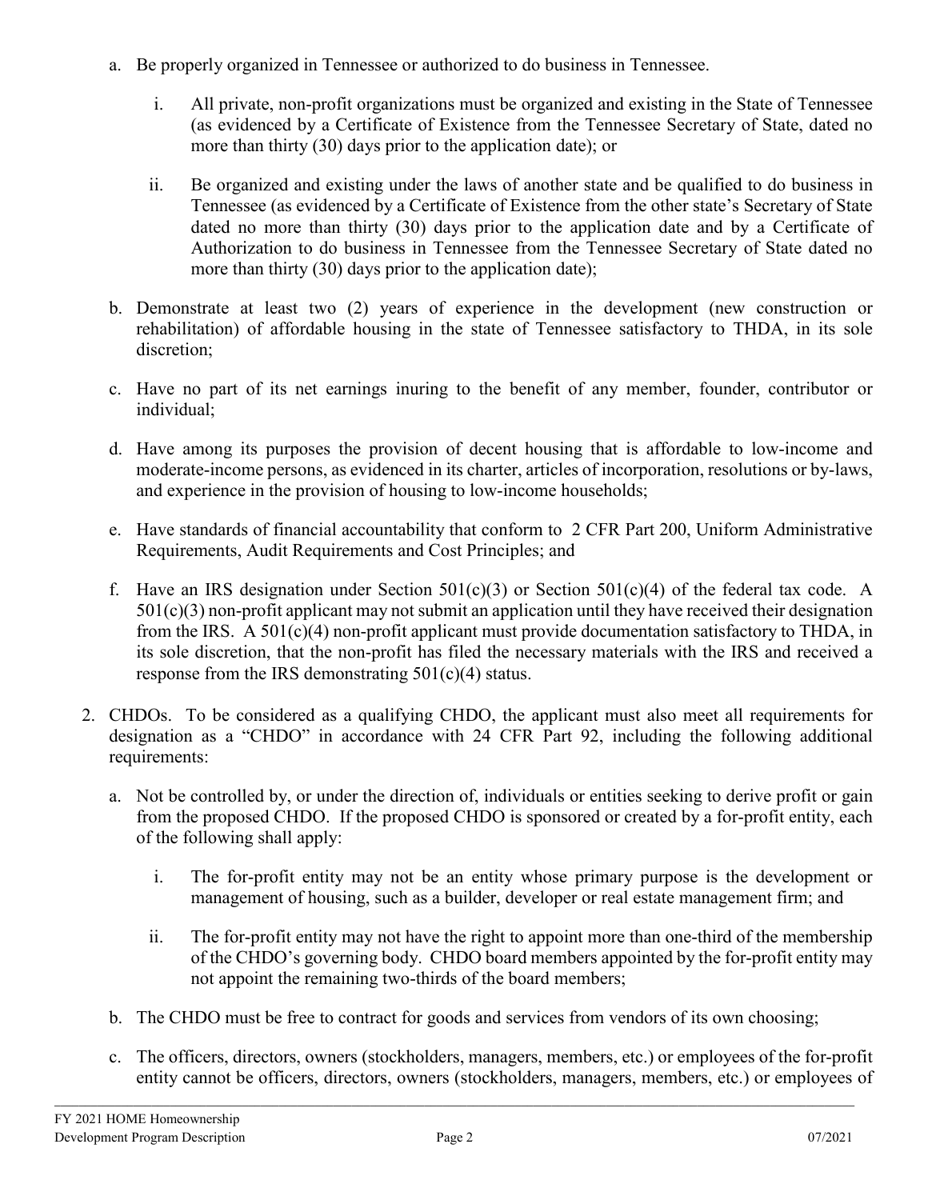a. Be properly organized in Tennessee or authorized to do business in Tennessee.

   i. All private, non-profit organizations must be organized and existing in the State of Tennessee (as evidenced by a Certificate of Existence from the Tennessee Secretary of State, dated no more than thirty (30) days prior to the application date); or

   ii. Be organized and existing under the laws of another state and be qualified to do business in Tennessee (as evidenced by a Certificate of Existence from the other state's Secretary of State dated no more than thirty (30) days prior to the application date and by a Certificate of Authorization to do business in Tennessee from the Tennessee Secretary of State dated no more than thirty (30) days prior to the application date);

b. Demonstrate at least two (2) years of experience in the development (new construction or rehabilitation) of affordable housing in the state of Tennessee satisfactory to THDA, in its sole discretion;

c. Have no part of its net earnings inuring to the benefit of any member, founder, contributor or individual;

d. Have among its purposes the provision of decent housing that is affordable to low-income and moderate-income persons, as evidenced in its charter, articles of incorporation, resolutions or by-laws, and experience in the provision of housing to low-income households;

e. Have standards of financial accountability that conform to 2 CFR Part 200, Uniform Administrative Requirements, Audit Requirements and Cost Principles; and

f. Have an IRS designation under Section 501(c)(3) or Section 501(c)(4) of the federal tax code. A 501(c)(3) non-profit applicant may not submit an application until they have received their designation from the IRS. A 501(c)(4) non-profit applicant must provide documentation satisfactory to THDA, in its sole discretion, that the non-profit has filed the necessary materials with the IRS and received a response from the IRS demonstrating 501(c)(4) status.

2. CHDOs. To be considered as a qualifying CHDO, the applicant must also meet all requirements for designation as a "CHDO" in accordance with 24 CFR Part 92, including the following additional requirements:

   a. Not be controlled by, or under the direction of, individuals or entities seeking to derive profit or gain from the proposed CHDO. If the proposed CHDO is sponsored or created by a for-profit entity, each of the following shall apply:

      i. The for-profit entity may not be an entity whose primary purpose is the development or management of housing, such as a builder, developer or real estate management firm; and

      ii. The for-profit entity may not have the right to appoint more than one-third of the membership of the CHDO's governing body. CHDO board members appointed by the for-profit entity may not appoint the remaining two-thirds of the board members;

   b. The CHDO must be free to contract for goods and services from vendors of its own choosing;

   c. The officers, directors, owners (stockholders, managers, members, etc.) or employees of the for-profit entity cannot be officers, directors, owners (stockholders, managers, members, etc.) or employees of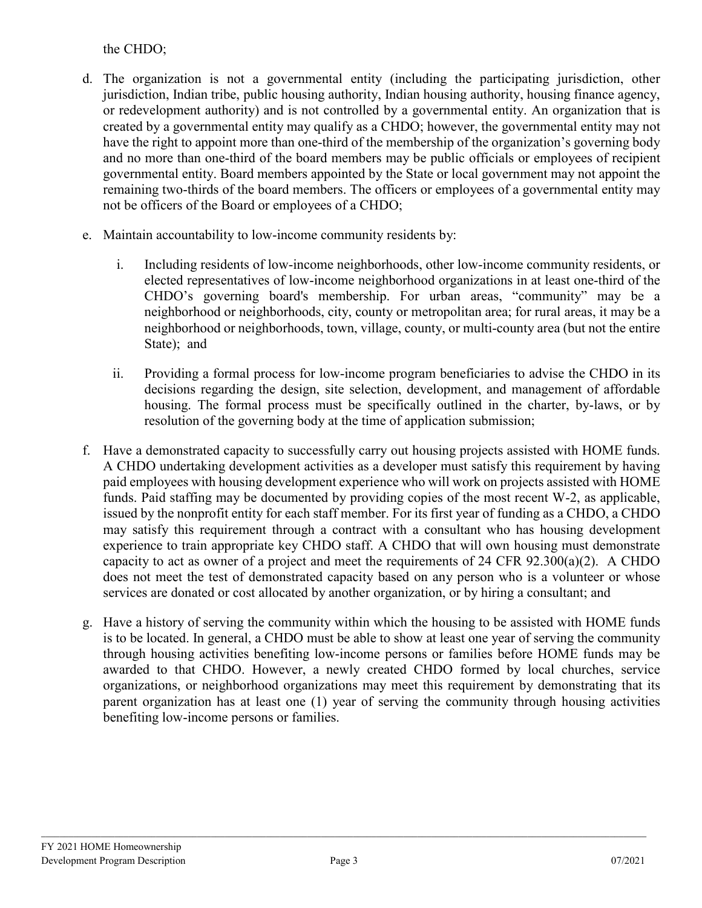the CHDO;

d. The organization is not a governmental entity (including the participating jurisdiction, other jurisdiction, Indian tribe, public housing authority, Indian housing authority, housing finance agency, or redevelopment authority) and is not controlled by a governmental entity. An organization that is created by a governmental entity may qualify as a CHDO; however, the governmental entity may not have the right to appoint more than one-third of the membership of the organization's governing body and no more than one-third of the board members may be public officials or employees of recipient governmental entity. Board members appointed by the State or local government may not appoint the remaining two-thirds of the board members. The officers or employees of a governmental entity may not be officers of the Board or employees of a CHDO;

e. Maintain accountability to low-income community residents by:

   i. Including residents of low-income neighborhoods, other low-income community residents, or elected representatives of low-income neighborhood organizations in at least one-third of the CHDO's governing board's membership. For urban areas, "community" may be a neighborhood or neighborhoods, city, county or metropolitan area; for rural areas, it may be a neighborhood or neighborhoods, town, village, county, or multi-county area (but not the entire State); and

   ii. Providing a formal process for low-income program beneficiaries to advise the CHDO in its decisions regarding the design, site selection, development, and management of affordable housing. The formal process must be specifically outlined in the charter, by-laws, or by resolution of the governing body at the time of application submission;

f. Have a demonstrated capacity to successfully carry out housing projects assisted with HOME funds. A CHDO undertaking development activities as a developer must satisfy this requirement by having paid employees with housing development experience who will work on projects assisted with HOME funds. Paid staffing may be documented by providing copies of the most recent W-2, as applicable, issued by the nonprofit entity for each staff member. For its first year of funding as a CHDO, a CHDO may satisfy this requirement through a contract with a consultant who has housing development experience to train appropriate key CHDO staff. A CHDO that will own housing must demonstrate capacity to act as owner of a project and meet the requirements of 24 CFR 92.300(a)(2). A CHDO does not meet the test of demonstrated capacity based on any person who is a volunteer or whose services are donated or cost allocated by another organization, or by hiring a consultant; and

g. Have a history of serving the community within which the housing to be assisted with HOME funds is to be located. In general, a CHDO must be able to show at least one year of serving the community through housing activities benefiting low-income persons or families before HOME funds may be awarded to that CHDO. However, a newly created CHDO formed by local churches, service organizations, or neighborhood organizations may meet this requirement by demonstrating that its parent organization has at least one (1) year of serving the community through housing activities benefiting low-income persons or families.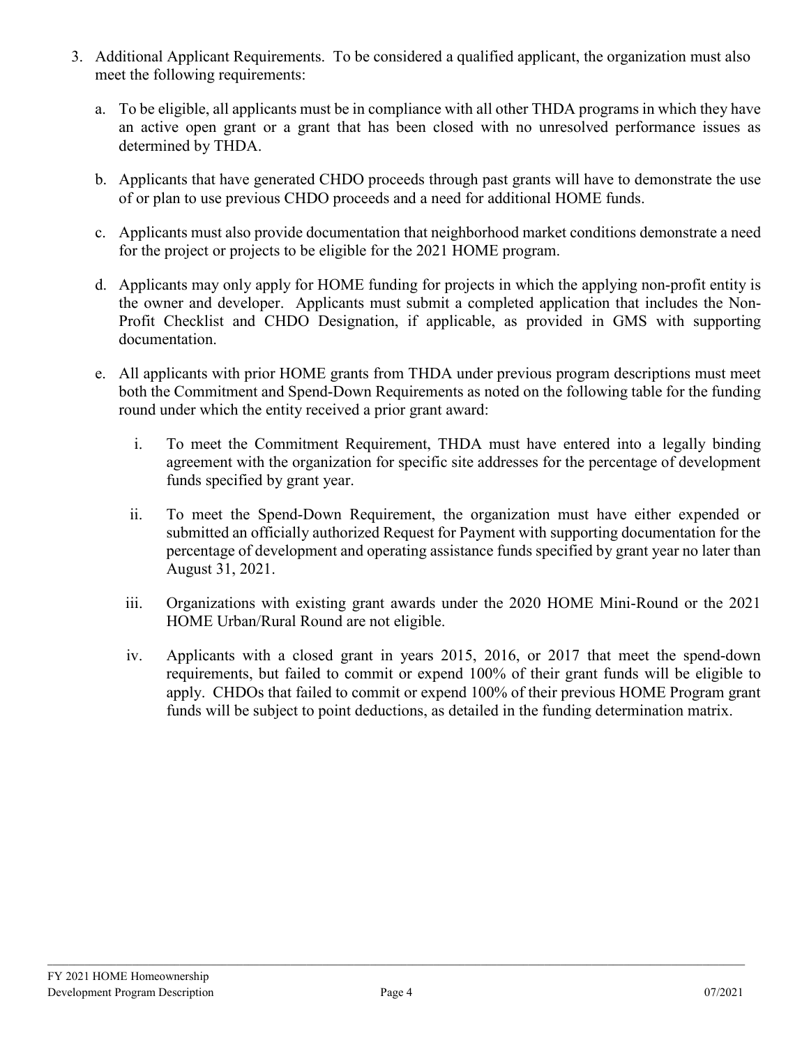3. Additional Applicant Requirements. To be considered a qualified applicant, the organization must also meet the following requirements:

   a. To be eligible, all applicants must be in compliance with all other THDA programs in which they have an active open grant or a grant that has been closed with no unresolved performance issues as determined by THDA.

   b. Applicants that have generated CHDO proceeds through past grants will have to demonstrate the use of or plan to use previous CHDO proceeds and a need for additional HOME funds.

   c. Applicants must also provide documentation that neighborhood market conditions demonstrate a need for the project or projects to be eligible for the 2021 HOME program.

   d. Applicants may only apply for HOME funding for projects in which the applying non-profit entity is the owner and developer. Applicants must submit a completed application that includes the Non-Profit Checklist and CHDO Designation, if applicable, as provided in GMS with supporting documentation.

   e. All applicants with prior HOME grants from THDA under previous program descriptions must meet both the Commitment and Spend-Down Requirements as noted on the following table for the funding round under which the entity received a prior grant award:

      i. To meet the Commitment Requirement, THDA must have entered into a legally binding agreement with the organization for specific site addresses for the percentage of development funds specified by grant year.

      ii. To meet the Spend-Down Requirement, the organization must have either expended or submitted an officially authorized Request for Payment with supporting documentation for the percentage of development and operating assistance funds specified by grant year no later than August 31, 2021.

      iii. Organizations with existing grant awards under the 2020 HOME Mini-Round or the 2021 HOME Urban/Rural Round are not eligible.

      iv. Applicants with a closed grant in years 2015, 2016, or 2017 that meet the spend-down requirements, but failed to commit or expend 100% of their grant funds will be eligible to apply. CHDOs that failed to commit or expend 100% of their previous HOME Program grant funds will be subject to point deductions, as detailed in the funding determination matrix.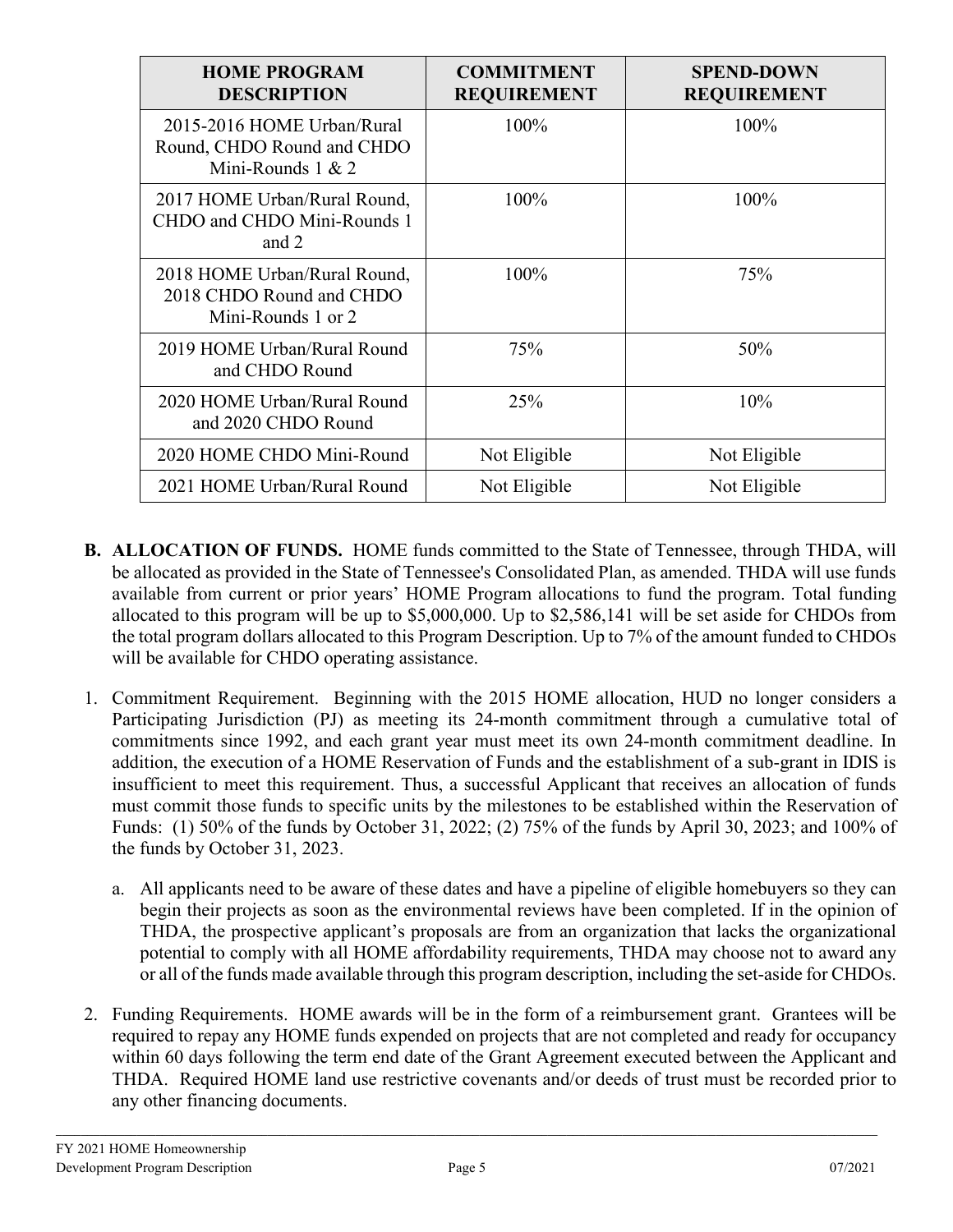| HOME PROGRAM DESCRIPTION | COMMITMENT REQUIREMENT | SPEND-DOWN REQUIREMENT |
|---|---|---|
| 2015-2016 HOME Urban/Rural Round, CHDO Round and CHDO Mini-Rounds 1 & 2 | 100% | 100% |
| 2017 HOME Urban/Rural Round, CHDO and CHDO Mini-Rounds 1 and 2 | 100% | 100% |
| 2018 HOME Urban/Rural Round, 2018 CHDO Round and CHDO Mini-Rounds 1 or 2 | 100% | 75% |
| 2019 HOME Urban/Rural Round and CHDO Round | 75% | 50% |
| 2020 HOME Urban/Rural Round and 2020 CHDO Round | 25% | 10% |
| 2020 HOME CHDO Mini-Round | Not Eligible | Not Eligible |
| 2021 HOME Urban/Rural Round | Not Eligible | Not Eligible |

**B. ALLOCATION OF FUNDS.** HOME funds committed to the State of Tennessee, through THDA, will be allocated as provided in the State of Tennessee's Consolidated Plan, as amended. THDA will use funds available from current or prior years' HOME Program allocations to fund the program. Total funding allocated to this program will be up to $5,000,000. Up to $2,586,141 will be set aside for CHDOs from the total program dollars allocated to this Program Description. Up to 7% of the amount funded to CHDOs will be available for CHDO operating assistance.

1. Commitment Requirement. Beginning with the 2015 HOME allocation, HUD no longer considers a Participating Jurisdiction (PJ) as meeting its 24-month commitment through a cumulative total of commitments since 1992, and each grant year must meet its own 24-month commitment deadline. In addition, the execution of a HOME Reservation of Funds and the establishment of a sub-grant in IDIS is insufficient to meet this requirement. Thus, a successful Applicant that receives an allocation of funds must commit those funds to specific units by the milestones to be established within the Reservation of Funds: (1) 50% of the funds by October 31, 2022; (2) 75% of the funds by April 30, 2023; and 100% of the funds by October 31, 2023.

   a. All applicants need to be aware of these dates and have a pipeline of eligible homebuyers so they can begin their projects as soon as the environmental reviews have been completed. If in the opinion of THDA, the prospective applicant's proposals are from an organization that lacks the organizational potential to comply with all HOME affordability requirements, THDA may choose not to award any or all of the funds made available through this program description, including the set-aside for CHDOs.

2. Funding Requirements. HOME awards will be in the form of a reimbursement grant. Grantees will be required to repay any HOME funds expended on projects that are not completed and ready for occupancy within 60 days following the term end date of the Grant Agreement executed between the Applicant and THDA. Required HOME land use restrictive covenants and/or deeds of trust must be recorded prior to any other financing documents.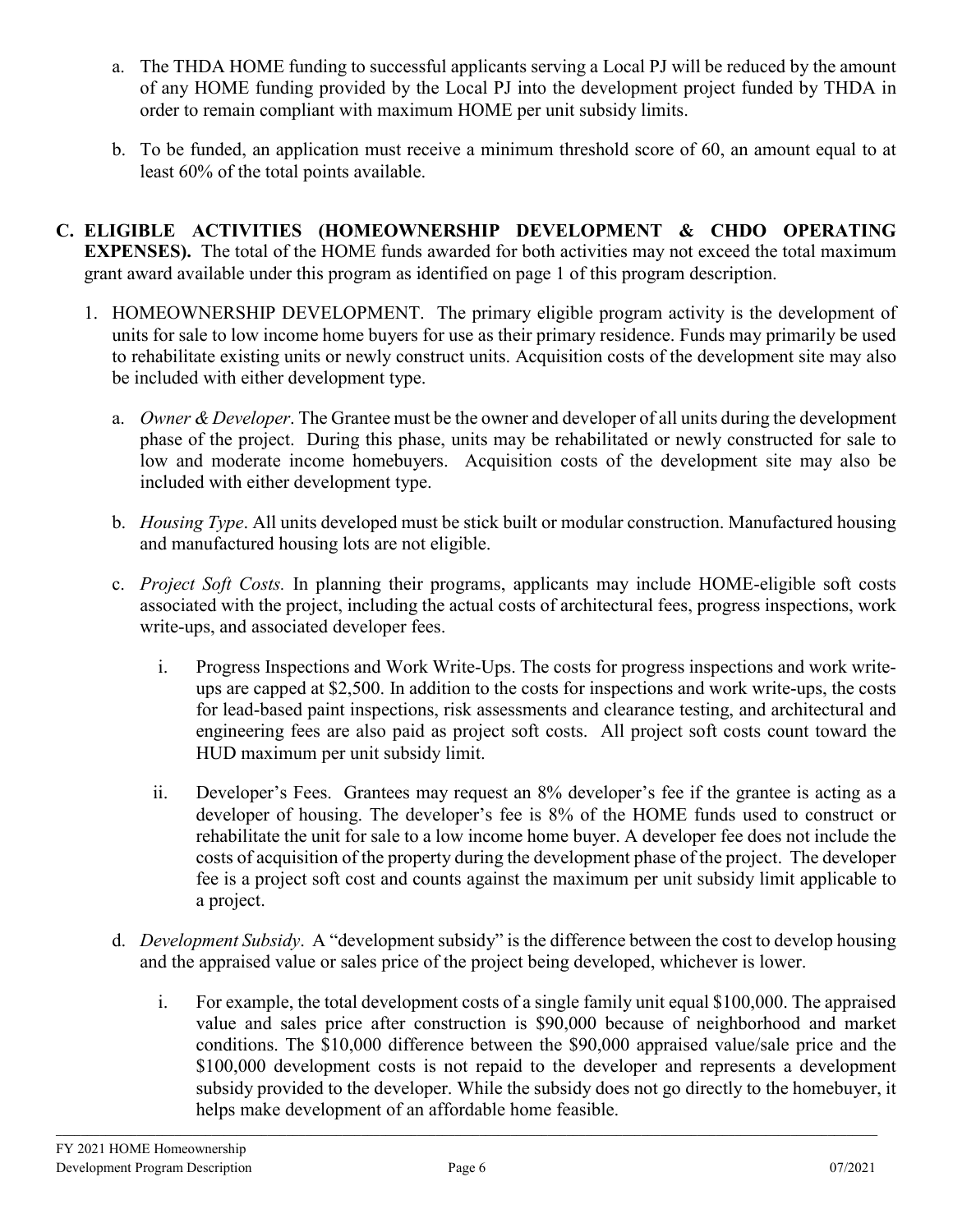a. The THDA HOME funding to successful applicants serving a Local PJ will be reduced by the amount of any HOME funding provided by the Local PJ into the development project funded by THDA in order to remain compliant with maximum HOME per unit subsidy limits.

b. To be funded, an application must receive a minimum threshold score of 60, an amount equal to at least 60% of the total points available.

**C. ELIGIBLE ACTIVITIES (HOMEOWNERSHIP DEVELOPMENT & CHDO OPERATING EXPENSES).** The total of the HOME funds awarded for both activities may not exceed the total maximum grant award available under this program as identified on page 1 of this program description.

1. HOMEOWNERSHIP DEVELOPMENT. The primary eligible program activity is the development of units for sale to low income home buyers for use as their primary residence. Funds may primarily be used to rehabilitate existing units or newly construct units. Acquisition costs of the development site may also be included with either development type.

   a. *Owner & Developer*. The Grantee must be the owner and developer of all units during the development phase of the project. During this phase, units may be rehabilitated or newly constructed for sale to low and moderate income homebuyers. Acquisition costs of the development site may also be included with either development type.

   b. *Housing Type*. All units developed must be stick built or modular construction. Manufactured housing and manufactured housing lots are not eligible.

   c. *Project Soft Costs.* In planning their programs, applicants may include HOME-eligible soft costs associated with the project, including the actual costs of architectural fees, progress inspections, work write-ups, and associated developer fees.

      i. Progress Inspections and Work Write-Ups. The costs for progress inspections and work write-ups are capped at $2,500. In addition to the costs for inspections and work write-ups, the costs for lead-based paint inspections, risk assessments and clearance testing, and architectural and engineering fees are also paid as project soft costs. All project soft costs count toward the HUD maximum per unit subsidy limit.

      ii. Developer's Fees. Grantees may request an 8% developer's fee if the grantee is acting as a developer of housing. The developer's fee is 8% of the HOME funds used to construct or rehabilitate the unit for sale to a low income home buyer. A developer fee does not include the costs of acquisition of the property during the development phase of the project. The developer fee is a project soft cost and counts against the maximum per unit subsidy limit applicable to a project.

   d. *Development Subsidy*. A "development subsidy" is the difference between the cost to develop housing and the appraised value or sales price of the project being developed, whichever is lower.

      i. For example, the total development costs of a single family unit equal $100,000. The appraised value and sales price after construction is $90,000 because of neighborhood and market conditions. The $10,000 difference between the $90,000 appraised value/sale price and the $100,000 development costs is not repaid to the developer and represents a development subsidy provided to the developer. While the subsidy does not go directly to the homebuyer, it helps make development of an affordable home feasible.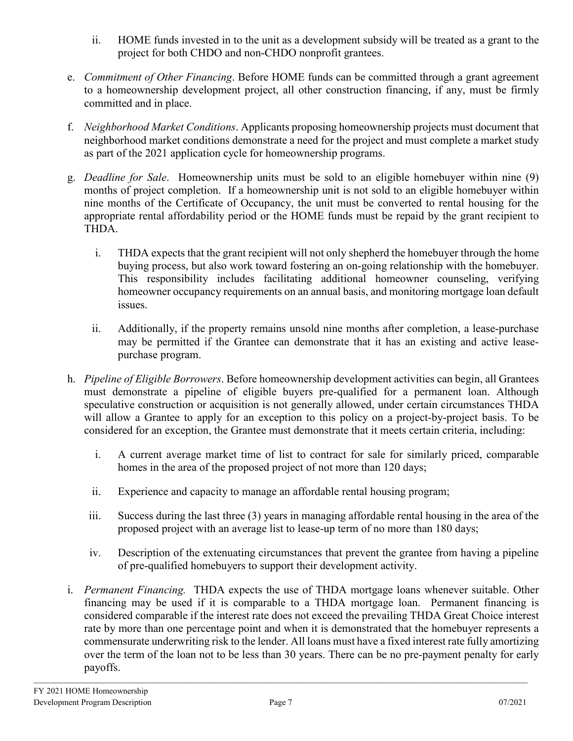ii. HOME funds invested in to the unit as a development subsidy will be treated as a grant to the project for both CHDO and non-CHDO nonprofit grantees.

e. *Commitment of Other Financing*. Before HOME funds can be committed through a grant agreement to a homeownership development project, all other construction financing, if any, must be firmly committed and in place.

f. *Neighborhood Market Conditions*. Applicants proposing homeownership projects must document that neighborhood market conditions demonstrate a need for the project and must complete a market study as part of the 2021 application cycle for homeownership programs.

g. *Deadline for Sale*. Homeownership units must be sold to an eligible homebuyer within nine (9) months of project completion. If a homeownership unit is not sold to an eligible homebuyer within nine months of the Certificate of Occupancy, the unit must be converted to rental housing for the appropriate rental affordability period or the HOME funds must be repaid by the grant recipient to THDA.

   i. THDA expects that the grant recipient will not only shepherd the homebuyer through the home buying process, but also work toward fostering an on-going relationship with the homebuyer. This responsibility includes facilitating additional homeowner counseling, verifying homeowner occupancy requirements on an annual basis, and monitoring mortgage loan default issues.

   ii. Additionally, if the property remains unsold nine months after completion, a lease-purchase may be permitted if the Grantee can demonstrate that it has an existing and active lease-purchase program.

h. *Pipeline of Eligible Borrowers*. Before homeownership development activities can begin, all Grantees must demonstrate a pipeline of eligible buyers pre-qualified for a permanent loan. Although speculative construction or acquisition is not generally allowed, under certain circumstances THDA will allow a Grantee to apply for an exception to this policy on a project-by-project basis. To be considered for an exception, the Grantee must demonstrate that it meets certain criteria, including:

   i. A current average market time of list to contract for sale for similarly priced, comparable homes in the area of the proposed project of not more than 120 days;

   ii. Experience and capacity to manage an affordable rental housing program;

   iii. Success during the last three (3) years in managing affordable rental housing in the area of the proposed project with an average list to lease-up term of no more than 180 days;

   iv. Description of the extenuating circumstances that prevent the grantee from having a pipeline of pre-qualified homebuyers to support their development activity.

i. *Permanent Financing.* THDA expects the use of THDA mortgage loans whenever suitable. Other financing may be used if it is comparable to a THDA mortgage loan. Permanent financing is considered comparable if the interest rate does not exceed the prevailing THDA Great Choice interest rate by more than one percentage point and when it is demonstrated that the homebuyer represents a commensurate underwriting risk to the lender. All loans must have a fixed interest rate fully amortizing over the term of the loan not to be less than 30 years. There can be no pre-payment penalty for early payoffs.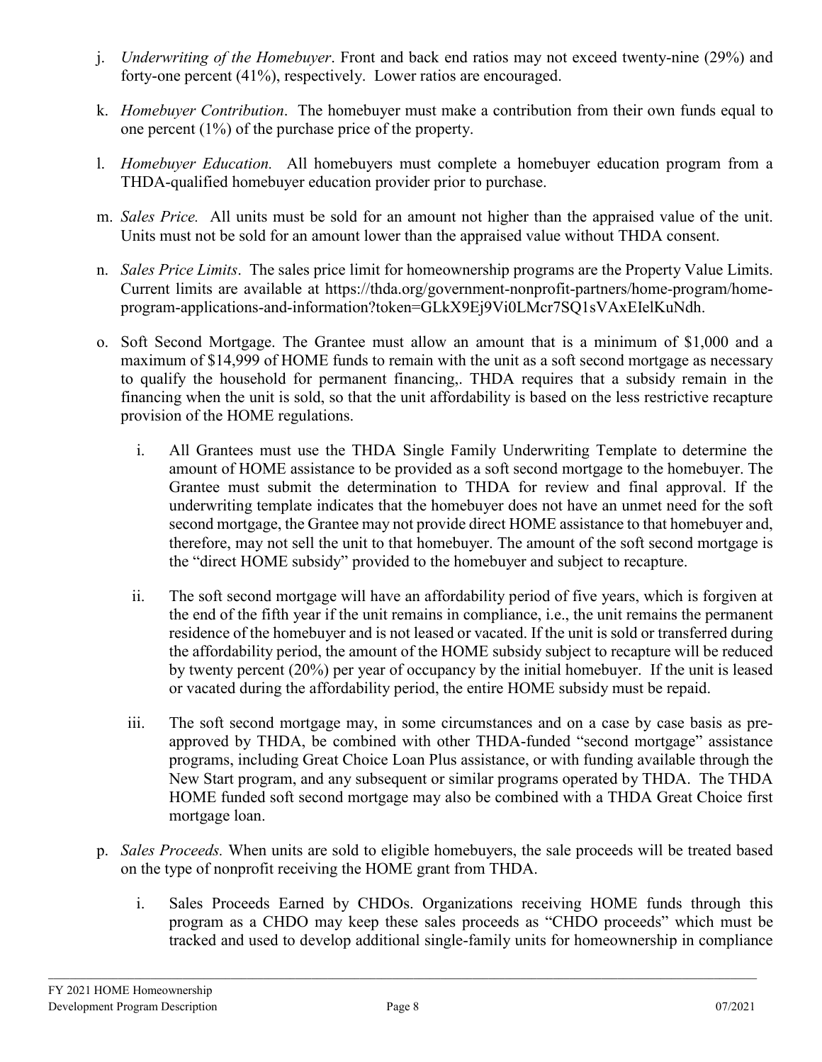j. *Underwriting of the Homebuyer*. Front and back end ratios may not exceed twenty-nine (29%) and forty-one percent (41%), respectively. Lower ratios are encouraged.

k. *Homebuyer Contribution*. The homebuyer must make a contribution from their own funds equal to one percent (1%) of the purchase price of the property.

l. *Homebuyer Education.* All homebuyers must complete a homebuyer education program from a THDA-qualified homebuyer education provider prior to purchase.

m. *Sales Price.* All units must be sold for an amount not higher than the appraised value of the unit. Units must not be sold for an amount lower than the appraised value without THDA consent.

n. *Sales Price Limits*. The sales price limit for homeownership programs are the Property Value Limits. Current limits are available at https://thda.org/government-nonprofit-partners/home-program/home-program-applications-and-information?token=GLkX9Ej9Vi0LMcr7SQ1sVAxEIelKuNdh.

o. Soft Second Mortgage. The Grantee must allow an amount that is a minimum of $1,000 and a maximum of $14,999 of HOME funds to remain with the unit as a soft second mortgage as necessary to qualify the household for permanent financing,. THDA requires that a subsidy remain in the financing when the unit is sold, so that the unit affordability is based on the less restrictive recapture provision of the HOME regulations.

   i. All Grantees must use the THDA Single Family Underwriting Template to determine the amount of HOME assistance to be provided as a soft second mortgage to the homebuyer. The Grantee must submit the determination to THDA for review and final approval. If the underwriting template indicates that the homebuyer does not have an unmet need for the soft second mortgage, the Grantee may not provide direct HOME assistance to that homebuyer and, therefore, may not sell the unit to that homebuyer. The amount of the soft second mortgage is the "direct HOME subsidy" provided to the homebuyer and subject to recapture.

   ii. The soft second mortgage will have an affordability period of five years, which is forgiven at the end of the fifth year if the unit remains in compliance, i.e., the unit remains the permanent residence of the homebuyer and is not leased or vacated. If the unit is sold or transferred during the affordability period, the amount of the HOME subsidy subject to recapture will be reduced by twenty percent (20%) per year of occupancy by the initial homebuyer. If the unit is leased or vacated during the affordability period, the entire HOME subsidy must be repaid.

   iii. The soft second mortgage may, in some circumstances and on a case by case basis as pre-approved by THDA, be combined with other THDA-funded "second mortgage" assistance programs, including Great Choice Loan Plus assistance, or with funding available through the New Start program, and any subsequent or similar programs operated by THDA. The THDA HOME funded soft second mortgage may also be combined with a THDA Great Choice first mortgage loan.

p. *Sales Proceeds.* When units are sold to eligible homebuyers, the sale proceeds will be treated based on the type of nonprofit receiving the HOME grant from THDA.

   i. Sales Proceeds Earned by CHDOs. Organizations receiving HOME funds through this program as a CHDO may keep these sales proceeds as "CHDO proceeds" which must be tracked and used to develop additional single-family units for homeownership in compliance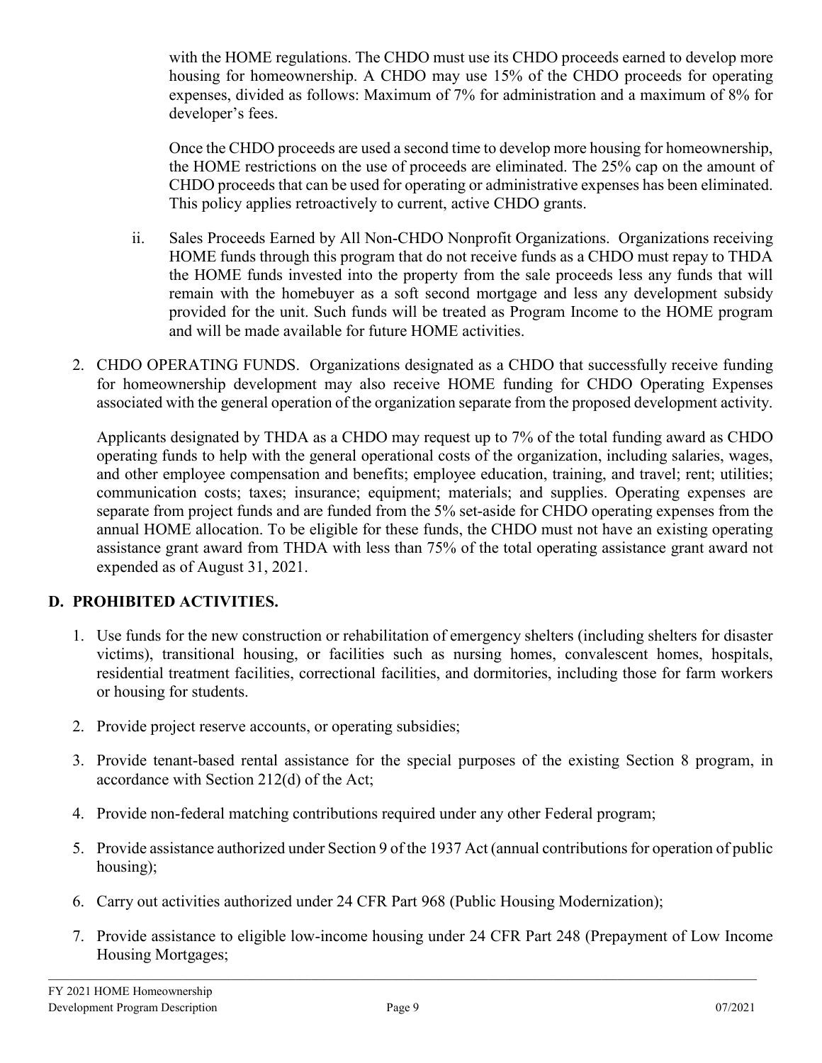with the HOME regulations. The CHDO must use its CHDO proceeds earned to develop more housing for homeownership. A CHDO may use 15% of the CHDO proceeds for operating expenses, divided as follows: Maximum of 7% for administration and a maximum of 8% for developer's fees.

Once the CHDO proceeds are used a second time to develop more housing for homeownership, the HOME restrictions on the use of proceeds are eliminated. The 25% cap on the amount of CHDO proceeds that can be used for operating or administrative expenses has been eliminated. This policy applies retroactively to current, active CHDO grants.

ii. Sales Proceeds Earned by All Non-CHDO Nonprofit Organizations. Organizations receiving HOME funds through this program that do not receive funds as a CHDO must repay to THDA the HOME funds invested into the property from the sale proceeds less any funds that will remain with the homebuyer as a soft second mortgage and less any development subsidy provided for the unit. Such funds will be treated as Program Income to the HOME program and will be made available for future HOME activities.

2. CHDO OPERATING FUNDS. Organizations designated as a CHDO that successfully receive funding for homeownership development may also receive HOME funding for CHDO Operating Expenses associated with the general operation of the organization separate from the proposed development activity.

   Applicants designated by THDA as a CHDO may request up to 7% of the total funding award as CHDO operating funds to help with the general operational costs of the organization, including salaries, wages, and other employee compensation and benefits; employee education, training, and travel; rent; utilities; communication costs; taxes; insurance; equipment; materials; and supplies. Operating expenses are separate from project funds and are funded from the 5% set-aside for CHDO operating expenses from the annual HOME allocation. To be eligible for these funds, the CHDO must not have an existing operating assistance grant award from THDA with less than 75% of the total operating assistance grant award not expended as of August 31, 2021.

## D. PROHIBITED ACTIVITIES.

1. Use funds for the new construction or rehabilitation of emergency shelters (including shelters for disaster victims), transitional housing, or facilities such as nursing homes, convalescent homes, hospitals, residential treatment facilities, correctional facilities, and dormitories, including those for farm workers or housing for students.
2. Provide project reserve accounts, or operating subsidies;
3. Provide tenant-based rental assistance for the special purposes of the existing Section 8 program, in accordance with Section 212(d) of the Act;
4. Provide non-federal matching contributions required under any other Federal program;
5. Provide assistance authorized under Section 9 of the 1937 Act (annual contributions for operation of public housing);
6. Carry out activities authorized under 24 CFR Part 968 (Public Housing Modernization);
7. Provide assistance to eligible low-income housing under 24 CFR Part 248 (Prepayment of Low Income Housing Mortgages;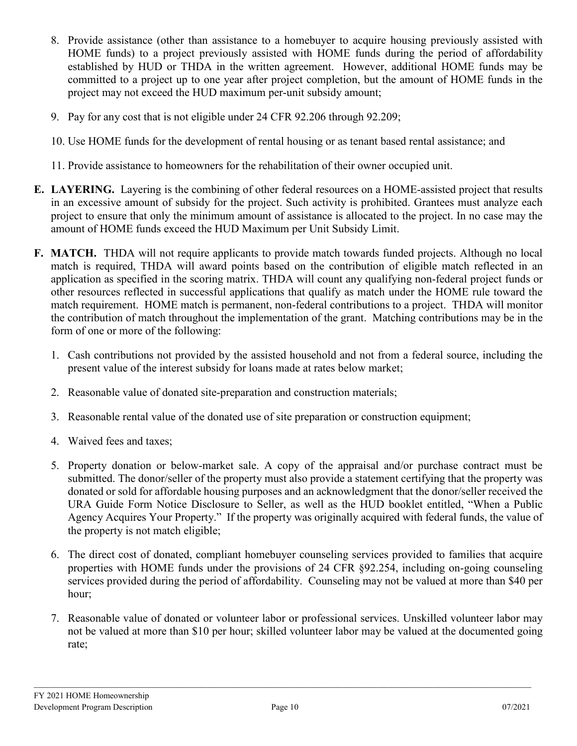8. Provide assistance (other than assistance to a homebuyer to acquire housing previously assisted with HOME funds) to a project previously assisted with HOME funds during the period of affordability established by HUD or THDA in the written agreement. However, additional HOME funds may be committed to a project up to one year after project completion, but the amount of HOME funds in the project may not exceed the HUD maximum per-unit subsidy amount;

9. Pay for any cost that is not eligible under 24 CFR 92.206 through 92.209;

10. Use HOME funds for the development of rental housing or as tenant based rental assistance; and

11. Provide assistance to homeowners for the rehabilitation of their owner occupied unit.

**E. LAYERING.** Layering is the combining of other federal resources on a HOME-assisted project that results in an excessive amount of subsidy for the project. Such activity is prohibited. Grantees must analyze each project to ensure that only the minimum amount of assistance is allocated to the project. In no case may the amount of HOME funds exceed the HUD Maximum per Unit Subsidy Limit.

**F. MATCH.** THDA will not require applicants to provide match towards funded projects. Although no local match is required, THDA will award points based on the contribution of eligible match reflected in an application as specified in the scoring matrix. THDA will count any qualifying non-federal project funds or other resources reflected in successful applications that qualify as match under the HOME rule toward the match requirement. HOME match is permanent, non-federal contributions to a project. THDA will monitor the contribution of match throughout the implementation of the grant. Matching contributions may be in the form of one or more of the following:

1. Cash contributions not provided by the assisted household and not from a federal source, including the present value of the interest subsidy for loans made at rates below market;

2. Reasonable value of donated site-preparation and construction materials;

3. Reasonable rental value of the donated use of site preparation or construction equipment;

4. Waived fees and taxes;

5. Property donation or below-market sale. A copy of the appraisal and/or purchase contract must be submitted. The donor/seller of the property must also provide a statement certifying that the property was donated or sold for affordable housing purposes and an acknowledgment that the donor/seller received the URA Guide Form Notice Disclosure to Seller, as well as the HUD booklet entitled, "When a Public Agency Acquires Your Property." If the property was originally acquired with federal funds, the value of the property is not match eligible;

6. The direct cost of donated, compliant homebuyer counseling services provided to families that acquire properties with HOME funds under the provisions of 24 CFR §92.254, including on-going counseling services provided during the period of affordability. Counseling may not be valued at more than $40 per hour;

7. Reasonable value of donated or volunteer labor or professional services. Unskilled volunteer labor may not be valued at more than $10 per hour; skilled volunteer labor may be valued at the documented going rate;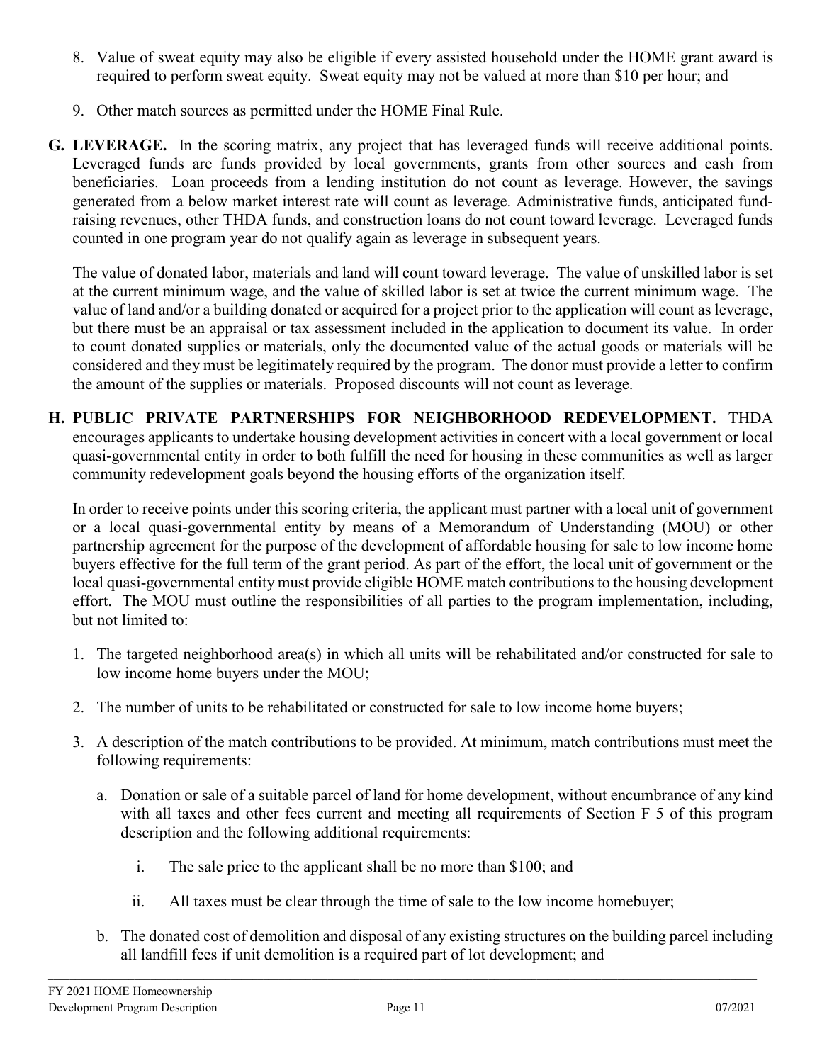8. Value of sweat equity may also be eligible if every assisted household under the HOME grant award is required to perform sweat equity. Sweat equity may not be valued at more than $10 per hour; and

9. Other match sources as permitted under the HOME Final Rule.

**G. LEVERAGE.** In the scoring matrix, any project that has leveraged funds will receive additional points. Leveraged funds are funds provided by local governments, grants from other sources and cash from beneficiaries. Loan proceeds from a lending institution do not count as leverage. However, the savings generated from a below market interest rate will count as leverage. Administrative funds, anticipated fund-raising revenues, other THDA funds, and construction loans do not count toward leverage. Leveraged funds counted in one program year do not qualify again as leverage in subsequent years.

The value of donated labor, materials and land will count toward leverage. The value of unskilled labor is set at the current minimum wage, and the value of skilled labor is set at twice the current minimum wage. The value of land and/or a building donated or acquired for a project prior to the application will count as leverage, but there must be an appraisal or tax assessment included in the application to document its value. In order to count donated supplies or materials, only the documented value of the actual goods or materials will be considered and they must be legitimately required by the program. The donor must provide a letter to confirm the amount of the supplies or materials. Proposed discounts will not count as leverage.

**H. PUBLIC PRIVATE PARTNERSHIPS FOR NEIGHBORHOOD REDEVELOPMENT.** THDA encourages applicants to undertake housing development activities in concert with a local government or local quasi-governmental entity in order to both fulfill the need for housing in these communities as well as larger community redevelopment goals beyond the housing efforts of the organization itself.

In order to receive points under this scoring criteria, the applicant must partner with a local unit of government or a local quasi-governmental entity by means of a Memorandum of Understanding (MOU) or other partnership agreement for the purpose of the development of affordable housing for sale to low income home buyers effective for the full term of the grant period. As part of the effort, the local unit of government or the local quasi-governmental entity must provide eligible HOME match contributions to the housing development effort. The MOU must outline the responsibilities of all parties to the program implementation, including, but not limited to:

1. The targeted neighborhood area(s) in which all units will be rehabilitated and/or constructed for sale to low income home buyers under the MOU;

2. The number of units to be rehabilitated or constructed for sale to low income home buyers;

3. A description of the match contributions to be provided. At minimum, match contributions must meet the following requirements:

   a. Donation or sale of a suitable parcel of land for home development, without encumbrance of any kind with all taxes and other fees current and meeting all requirements of Section F 5 of this program description and the following additional requirements:

      i. The sale price to the applicant shall be no more than $100; and

      ii. All taxes must be clear through the time of sale to the low income homebuyer;

   b. The donated cost of demolition and disposal of any existing structures on the building parcel including all landfill fees if unit demolition is a required part of lot development; and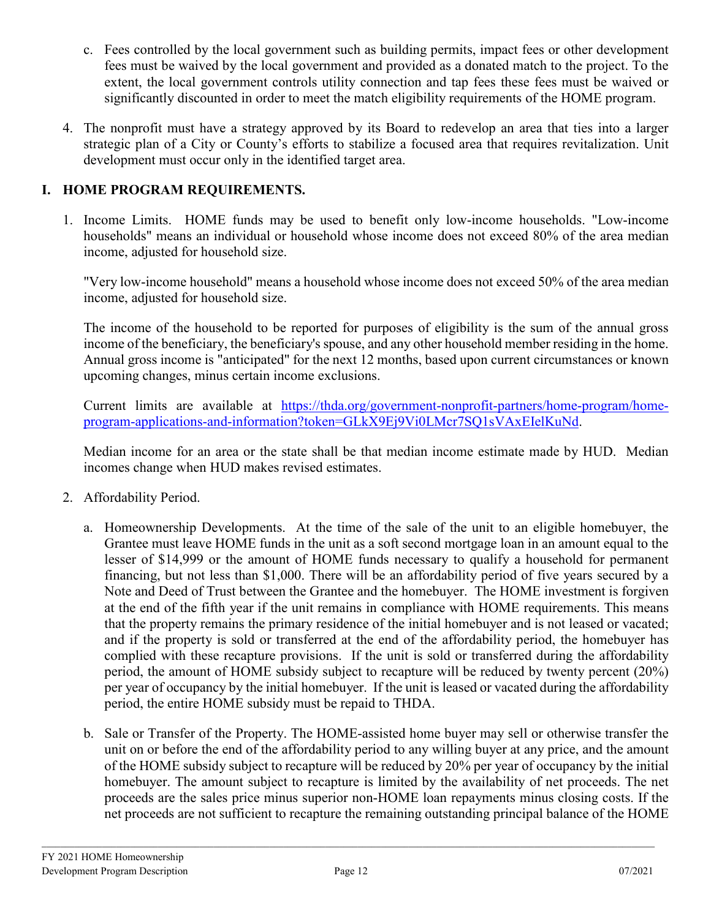c. Fees controlled by the local government such as building permits, impact fees or other development fees must be waived by the local government and provided as a donated match to the project. To the extent, the local government controls utility connection and tap fees these fees must be waived or significantly discounted in order to meet the match eligibility requirements of the HOME program.

4. The nonprofit must have a strategy approved by its Board to redevelop an area that ties into a larger strategic plan of a City or County's efforts to stabilize a focused area that requires revitalization. Unit development must occur only in the identified target area.

## I. HOME PROGRAM REQUIREMENTS.

1. Income Limits. HOME funds may be used to benefit only low-income households. "Low-income households" means an individual or household whose income does not exceed 80% of the area median income, adjusted for household size.

   "Very low-income household" means a household whose income does not exceed 50% of the area median income, adjusted for household size.

   The income of the household to be reported for purposes of eligibility is the sum of the annual gross income of the beneficiary, the beneficiary's spouse, and any other household member residing in the home. Annual gross income is "anticipated" for the next 12 months, based upon current circumstances or known upcoming changes, minus certain income exclusions.

   Current limits are available at [https://thda.org/government-nonprofit-partners/home-program/home-program-applications-and-information?token=GLkX9Ej9Vi0LMcr7SQ1sVAxEIelKuNd](https://thda.org/government-nonprofit-partners/home-program/home-program-applications-and-information?token=GLkX9Ej9Vi0LMcr7SQ1sVAxEIelKuNd).

   Median income for an area or the state shall be that median income estimate made by HUD. Median incomes change when HUD makes revised estimates.

2. Affordability Period.

   a. Homeownership Developments. At the time of the sale of the unit to an eligible homebuyer, the Grantee must leave HOME funds in the unit as a soft second mortgage loan in an amount equal to the lesser of $14,999 or the amount of HOME funds necessary to qualify a household for permanent financing, but not less than $1,000. There will be an affordability period of five years secured by a Note and Deed of Trust between the Grantee and the homebuyer. The HOME investment is forgiven at the end of the fifth year if the unit remains in compliance with HOME requirements. This means that the property remains the primary residence of the initial homebuyer and is not leased or vacated; and if the property is sold or transferred at the end of the affordability period, the homebuyer has complied with these recapture provisions. If the unit is sold or transferred during the affordability period, the amount of HOME subsidy subject to recapture will be reduced by twenty percent (20%) per year of occupancy by the initial homebuyer. If the unit is leased or vacated during the affordability period, the entire HOME subsidy must be repaid to THDA.

   b. Sale or Transfer of the Property. The HOME-assisted home buyer may sell or otherwise transfer the unit on or before the end of the affordability period to any willing buyer at any price, and the amount of the HOME subsidy subject to recapture will be reduced by 20% per year of occupancy by the initial homebuyer. The amount subject to recapture is limited by the availability of net proceeds. The net proceeds are the sales price minus superior non-HOME loan repayments minus closing costs. If the net proceeds are not sufficient to recapture the remaining outstanding principal balance of the HOME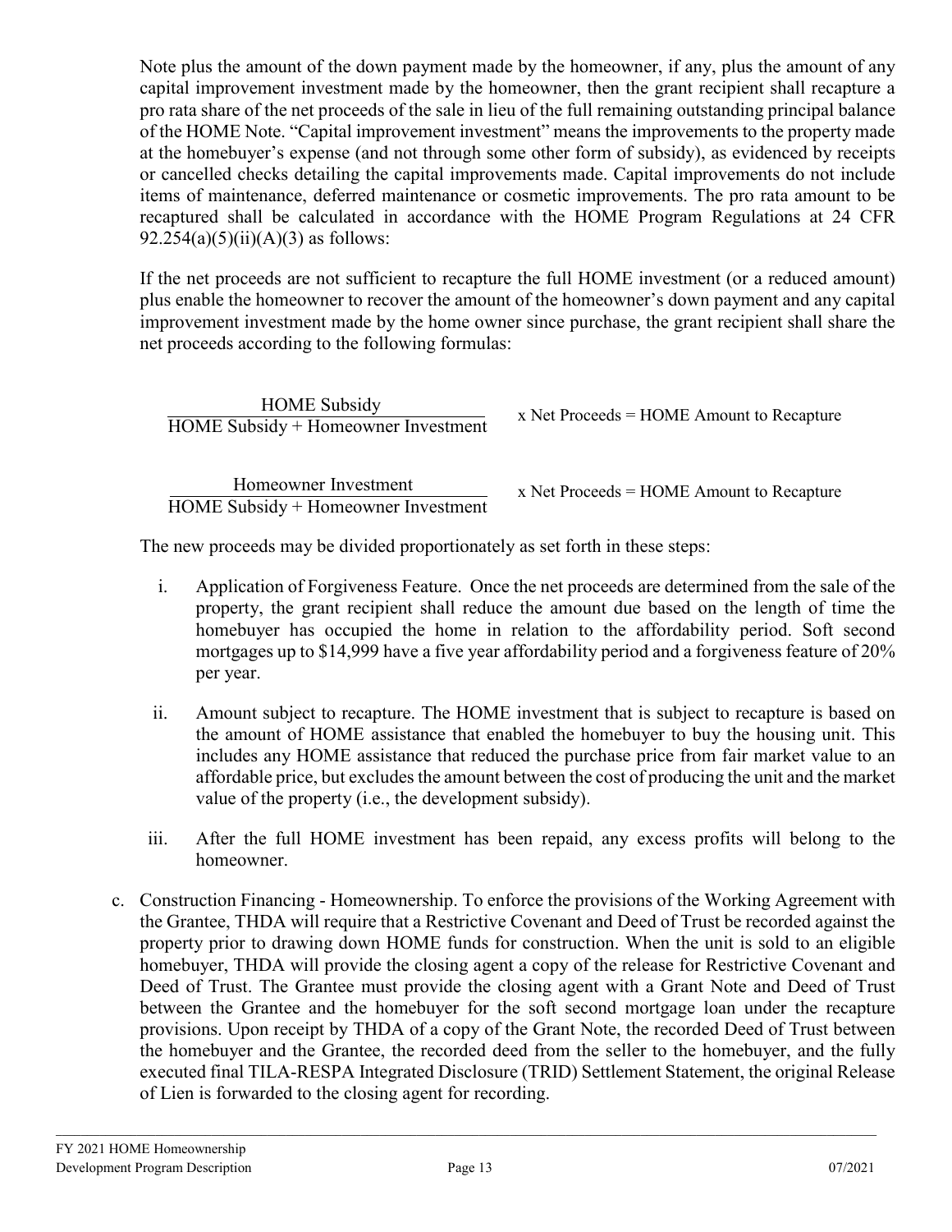Note plus the amount of the down payment made by the homeowner, if any, plus the amount of any capital improvement investment made by the homeowner, then the grant recipient shall recapture a pro rata share of the net proceeds of the sale in lieu of the full remaining outstanding principal balance of the HOME Note. “Capital improvement investment” means the improvements to the property made at the homebuyer’s expense (and not through some other form of subsidy), as evidenced by receipts or cancelled checks detailing the capital improvements made. Capital improvements do not include items of maintenance, deferred maintenance or cosmetic improvements. The pro rata amount to be recaptured shall be calculated in accordance with the HOME Program Regulations at 24 CFR 92.254(a)(5)(ii)(A)(3) as follows:

If the net proceeds are not sufficient to recapture the full HOME investment (or a reduced amount) plus enable the homeowner to recover the amount of the homeowner’s down payment and any capital improvement investment made by the home owner since purchase, the grant recipient shall share the net proceeds according to the following formulas:

$$\frac{\text{HOME Subsidy}}{\text{HOME Subsidy + Homeowner Investment}} \times \text{Net Proceeds = HOME Amount to Recapture}$$

$$\frac{\text{Homeowner Investment}}{\text{HOME Subsidy + Homeowner Investment}} \times \text{Net Proceeds = HOME Amount to Recapture}$$

The new proceeds may be divided proportionately as set forth in these steps:

i. Application of Forgiveness Feature. Once the net proceeds are determined from the sale of the property, the grant recipient shall reduce the amount due based on the length of time the homebuyer has occupied the home in relation to the affordability period. Soft second mortgages up to $14,999 have a five year affordability period and a forgiveness feature of 20% per year.

ii. Amount subject to recapture. The HOME investment that is subject to recapture is based on the amount of HOME assistance that enabled the homebuyer to buy the housing unit. This includes any HOME assistance that reduced the purchase price from fair market value to an affordable price, but excludes the amount between the cost of producing the unit and the market value of the property (i.e., the development subsidy).

iii. After the full HOME investment has been repaid, any excess profits will belong to the homeowner.

c. Construction Financing - Homeownership. To enforce the provisions of the Working Agreement with the Grantee, THDA will require that a Restrictive Covenant and Deed of Trust be recorded against the property prior to drawing down HOME funds for construction. When the unit is sold to an eligible homebuyer, THDA will provide the closing agent a copy of the release for Restrictive Covenant and Deed of Trust. The Grantee must provide the closing agent with a Grant Note and Deed of Trust between the Grantee and the homebuyer for the soft second mortgage loan under the recapture provisions. Upon receipt by THDA of a copy of the Grant Note, the recorded Deed of Trust between the homebuyer and the Grantee, the recorded deed from the seller to the homebuyer, and the fully executed final TILA-RESPA Integrated Disclosure (TRID) Settlement Statement, the original Release of Lien is forwarded to the closing agent for recording.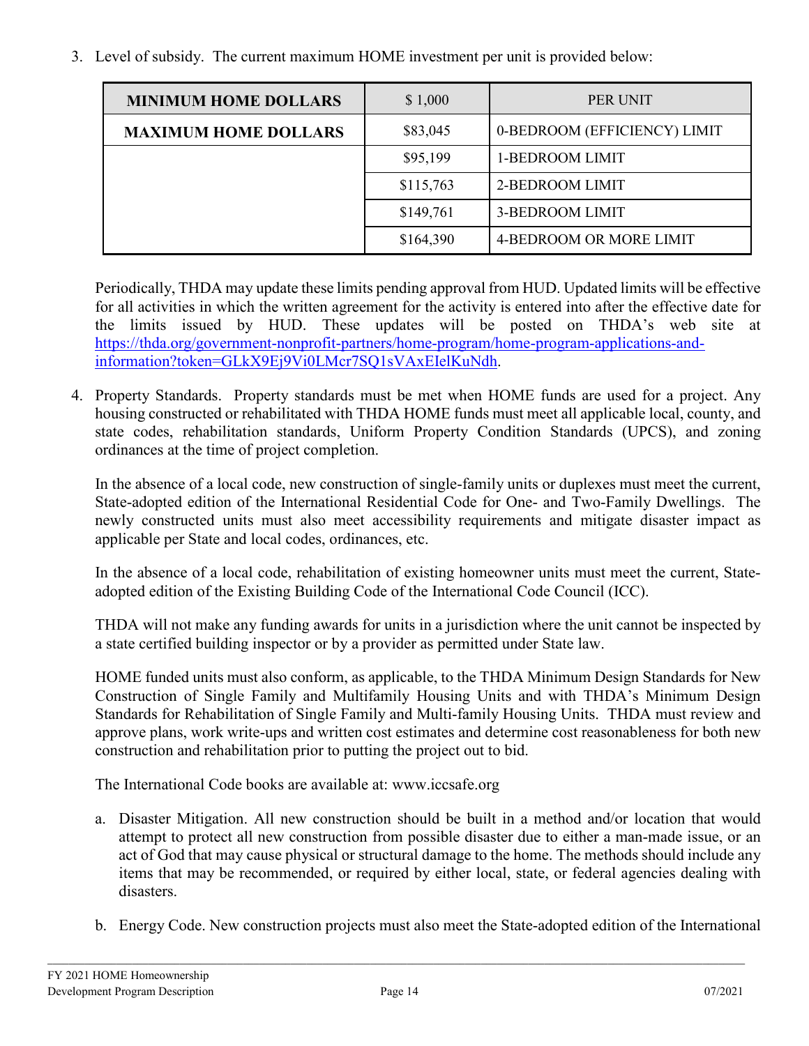3. Level of subsidy. The current maximum HOME investment per unit is provided below:

| MINIMUM HOME DOLLARS | $ 1,000 | PER UNIT |
|---|---|---|
| MAXIMUM HOME DOLLARS | $83,045 | 0-BEDROOM (EFFICIENCY) LIMIT |
| | $95,199 | 1-BEDROOM LIMIT |
| | $115,763 | 2-BEDROOM LIMIT |
| | $149,761 | 3-BEDROOM LIMIT |
| | $164,390 | 4-BEDROOM OR MORE LIMIT |

Periodically, THDA may update these limits pending approval from HUD. Updated limits will be effective for all activities in which the written agreement for the activity is entered into after the effective date for the limits issued by HUD. These updates will be posted on THDA's web site at [https://thda.org/government-nonprofit-partners/home-program/home-program-applications-and-information?token=GLkX9Ej9Vi0LMcr7SQ1sVAxEIelKuNdh](https://thda.org/government-nonprofit-partners/home-program/home-program-applications-and-information?token=GLkX9Ej9Vi0LMcr7SQ1sVAxEIelKuNdh).

4. Property Standards. Property standards must be met when HOME funds are used for a project. Any housing constructed or rehabilitated with THDA HOME funds must meet all applicable local, county, and state codes, rehabilitation standards, Uniform Property Condition Standards (UPCS), and zoning ordinances at the time of project completion.

   In the absence of a local code, new construction of single-family units or duplexes must meet the current, State-adopted edition of the International Residential Code for One- and Two-Family Dwellings. The newly constructed units must also meet accessibility requirements and mitigate disaster impact as applicable per State and local codes, ordinances, etc.

   In the absence of a local code, rehabilitation of existing homeowner units must meet the current, State-adopted edition of the Existing Building Code of the International Code Council (ICC).

   THDA will not make any funding awards for units in a jurisdiction where the unit cannot be inspected by a state certified building inspector or by a provider as permitted under State law.

   HOME funded units must also conform, as applicable, to the THDA Minimum Design Standards for New Construction of Single Family and Multifamily Housing Units and with THDA's Minimum Design Standards for Rehabilitation of Single Family and Multi-family Housing Units. THDA must review and approve plans, work write-ups and written cost estimates and determine cost reasonableness for both new construction and rehabilitation prior to putting the project out to bid.

   The International Code books are available at: www.iccsafe.org

   a. Disaster Mitigation. All new construction should be built in a method and/or location that would attempt to protect all new construction from possible disaster due to either a man-made issue, or an act of God that may cause physical or structural damage to the home. The methods should include any items that may be recommended, or required by either local, state, or federal agencies dealing with disasters.

   b. Energy Code. New construction projects must also meet the State-adopted edition of the International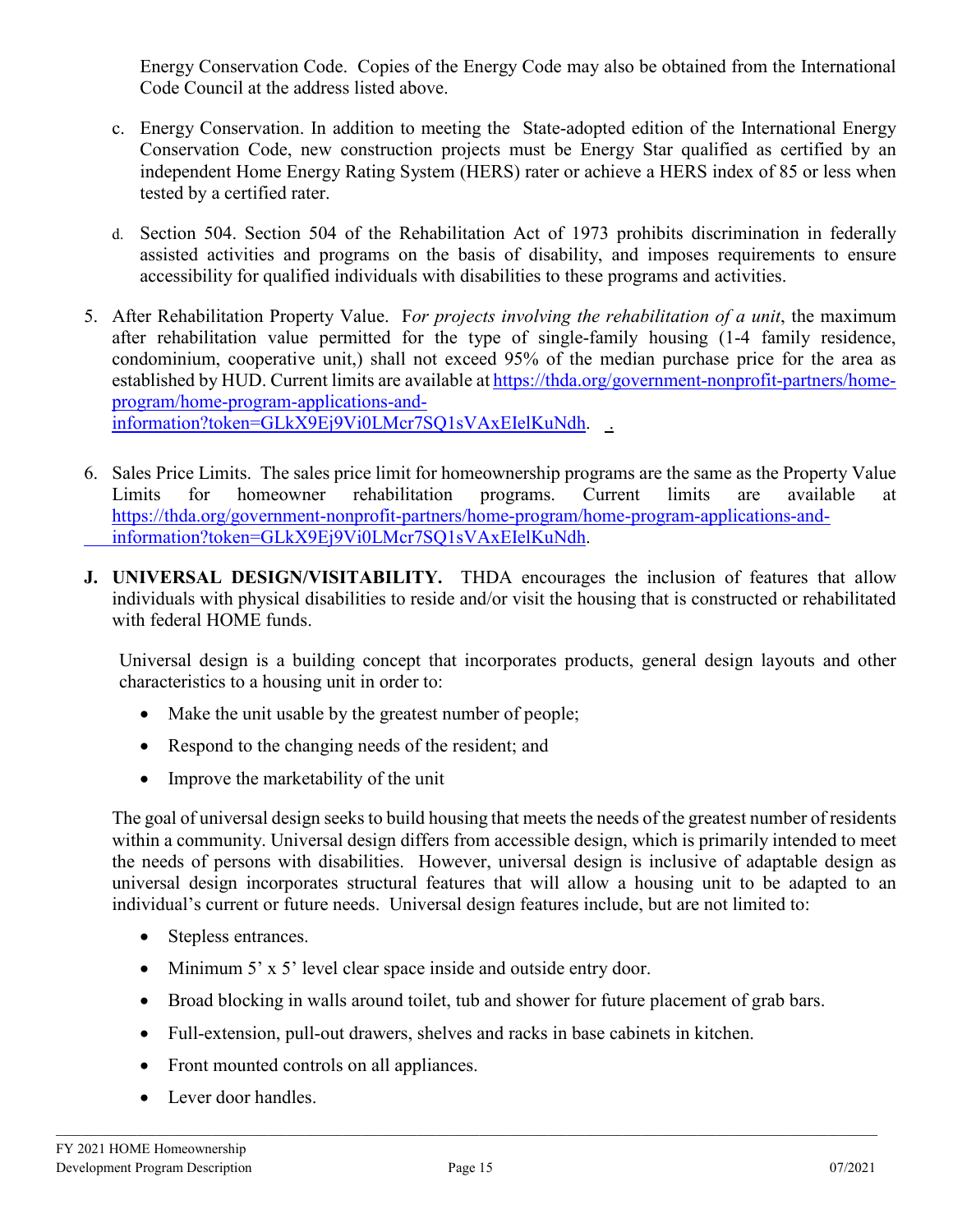Energy Conservation Code. Copies of the Energy Code may also be obtained from the International Code Council at the address listed above.

c. Energy Conservation. In addition to meeting the State-adopted edition of the International Energy Conservation Code, new construction projects must be Energy Star qualified as certified by an independent Home Energy Rating System (HERS) rater or achieve a HERS index of 85 or less when tested by a certified rater.

d. Section 504. Section 504 of the Rehabilitation Act of 1973 prohibits discrimination in federally assisted activities and programs on the basis of disability, and imposes requirements to ensure accessibility for qualified individuals with disabilities to these programs and activities.

5. After Rehabilitation Property Value. F*or projects involving the rehabilitation of a unit*, the maximum after rehabilitation value permitted for the type of single-family housing (1-4 family residence, condominium, cooperative unit,) shall not exceed 95% of the median purchase price for the area as established by HUD. Current limits are available at [https://thda.org/government-nonprofit-partners/home-program/home-program-applications-and-information?token=GLkX9Ej9Vi0LMcr7SQ1sVAxEIelKuNdh](https://thda.org/government-nonprofit-partners/home-program/home-program-applications-and-information?token=GLkX9Ej9Vi0LMcr7SQ1sVAxEIelKuNdh).

6. Sales Price Limits. The sales price limit for homeownership programs are the same as the Property Value Limits for homeowner rehabilitation programs. Current limits are available at [https://thda.org/government-nonprofit-partners/home-program/home-program-applications-and-information?token=GLkX9Ej9Vi0LMcr7SQ1sVAxEIelKuNdh](https://thda.org/government-nonprofit-partners/home-program/home-program-applications-and-information?token=GLkX9Ej9Vi0LMcr7SQ1sVAxEIelKuNdh).

**J. UNIVERSAL DESIGN/VISITABILITY.** THDA encourages the inclusion of features that allow individuals with physical disabilities to reside and/or visit the housing that is constructed or rehabilitated with federal HOME funds.

Universal design is a building concept that incorporates products, general design layouts and other characteristics to a housing unit in order to:

- Make the unit usable by the greatest number of people;
- Respond to the changing needs of the resident; and
- Improve the marketability of the unit

The goal of universal design seeks to build housing that meets the needs of the greatest number of residents within a community. Universal design differs from accessible design, which is primarily intended to meet the needs of persons with disabilities. However, universal design is inclusive of adaptable design as universal design incorporates structural features that will allow a housing unit to be adapted to an individual's current or future needs. Universal design features include, but are not limited to:

- Stepless entrances.
- Minimum 5' x 5' level clear space inside and outside entry door.
- Broad blocking in walls around toilet, tub and shower for future placement of grab bars.
- Full-extension, pull-out drawers, shelves and racks in base cabinets in kitchen.
- Front mounted controls on all appliances.
- Lever door handles.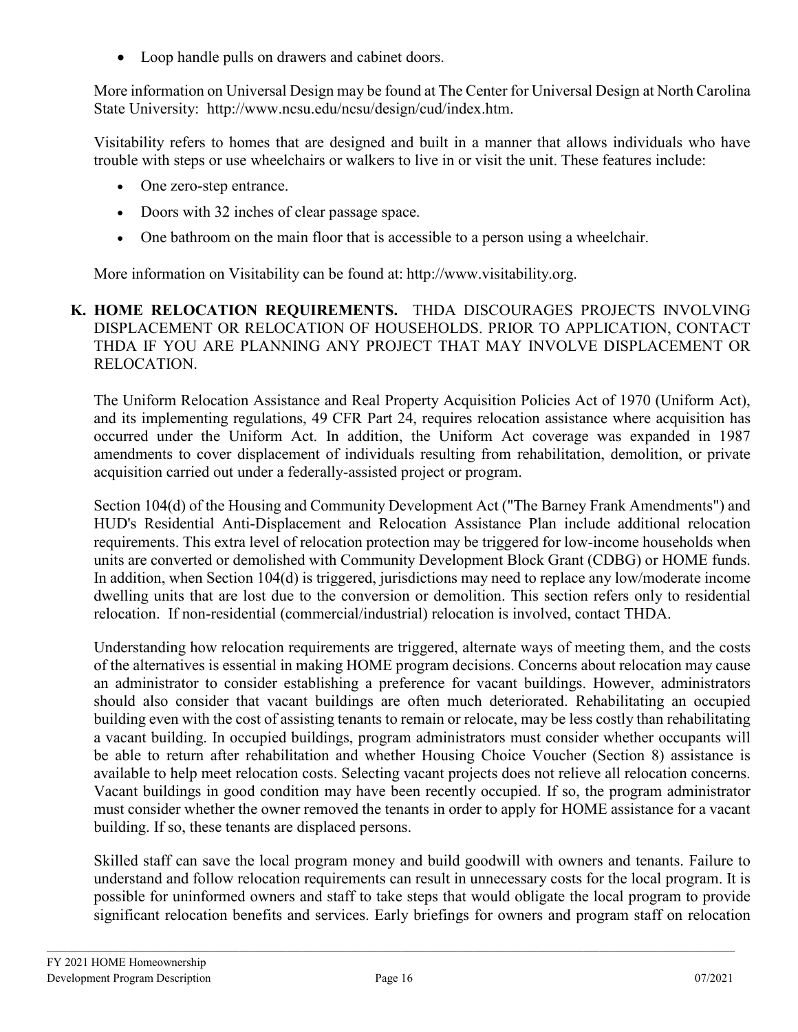- Loop handle pulls on drawers and cabinet doors.

More information on Universal Design may be found at The Center for Universal Design at North Carolina State University: http://www.ncsu.edu/ncsu/design/cud/index.htm.

Visitability refers to homes that are designed and built in a manner that allows individuals who have trouble with steps or use wheelchairs or walkers to live in or visit the unit. These features include:

- One zero-step entrance.
- Doors with 32 inches of clear passage space.
- One bathroom on the main floor that is accessible to a person using a wheelchair.

More information on Visitability can be found at: http://www.visitability.org.

**K. HOME RELOCATION REQUIREMENTS.** THDA DISCOURAGES PROJECTS INVOLVING DISPLACEMENT OR RELOCATION OF HOUSEHOLDS. PRIOR TO APPLICATION, CONTACT THDA IF YOU ARE PLANNING ANY PROJECT THAT MAY INVOLVE DISPLACEMENT OR RELOCATION.

The Uniform Relocation Assistance and Real Property Acquisition Policies Act of 1970 (Uniform Act), and its implementing regulations, 49 CFR Part 24, requires relocation assistance where acquisition has occurred under the Uniform Act. In addition, the Uniform Act coverage was expanded in 1987 amendments to cover displacement of individuals resulting from rehabilitation, demolition, or private acquisition carried out under a federally-assisted project or program.

Section 104(d) of the Housing and Community Development Act ("The Barney Frank Amendments") and HUD's Residential Anti-Displacement and Relocation Assistance Plan include additional relocation requirements. This extra level of relocation protection may be triggered for low-income households when units are converted or demolished with Community Development Block Grant (CDBG) or HOME funds. In addition, when Section 104(d) is triggered, jurisdictions may need to replace any low/moderate income dwelling units that are lost due to the conversion or demolition. This section refers only to residential relocation. If non-residential (commercial/industrial) relocation is involved, contact THDA.

Understanding how relocation requirements are triggered, alternate ways of meeting them, and the costs of the alternatives is essential in making HOME program decisions. Concerns about relocation may cause an administrator to consider establishing a preference for vacant buildings. However, administrators should also consider that vacant buildings are often much deteriorated. Rehabilitating an occupied building even with the cost of assisting tenants to remain or relocate, may be less costly than rehabilitating a vacant building. In occupied buildings, program administrators must consider whether occupants will be able to return after rehabilitation and whether Housing Choice Voucher (Section 8) assistance is available to help meet relocation costs. Selecting vacant projects does not relieve all relocation concerns. Vacant buildings in good condition may have been recently occupied. If so, the program administrator must consider whether the owner removed the tenants in order to apply for HOME assistance for a vacant building. If so, these tenants are displaced persons.

Skilled staff can save the local program money and build goodwill with owners and tenants. Failure to understand and follow relocation requirements can result in unnecessary costs for the local program. It is possible for uninformed owners and staff to take steps that would obligate the local program to provide significant relocation benefits and services. Early briefings for owners and program staff on relocation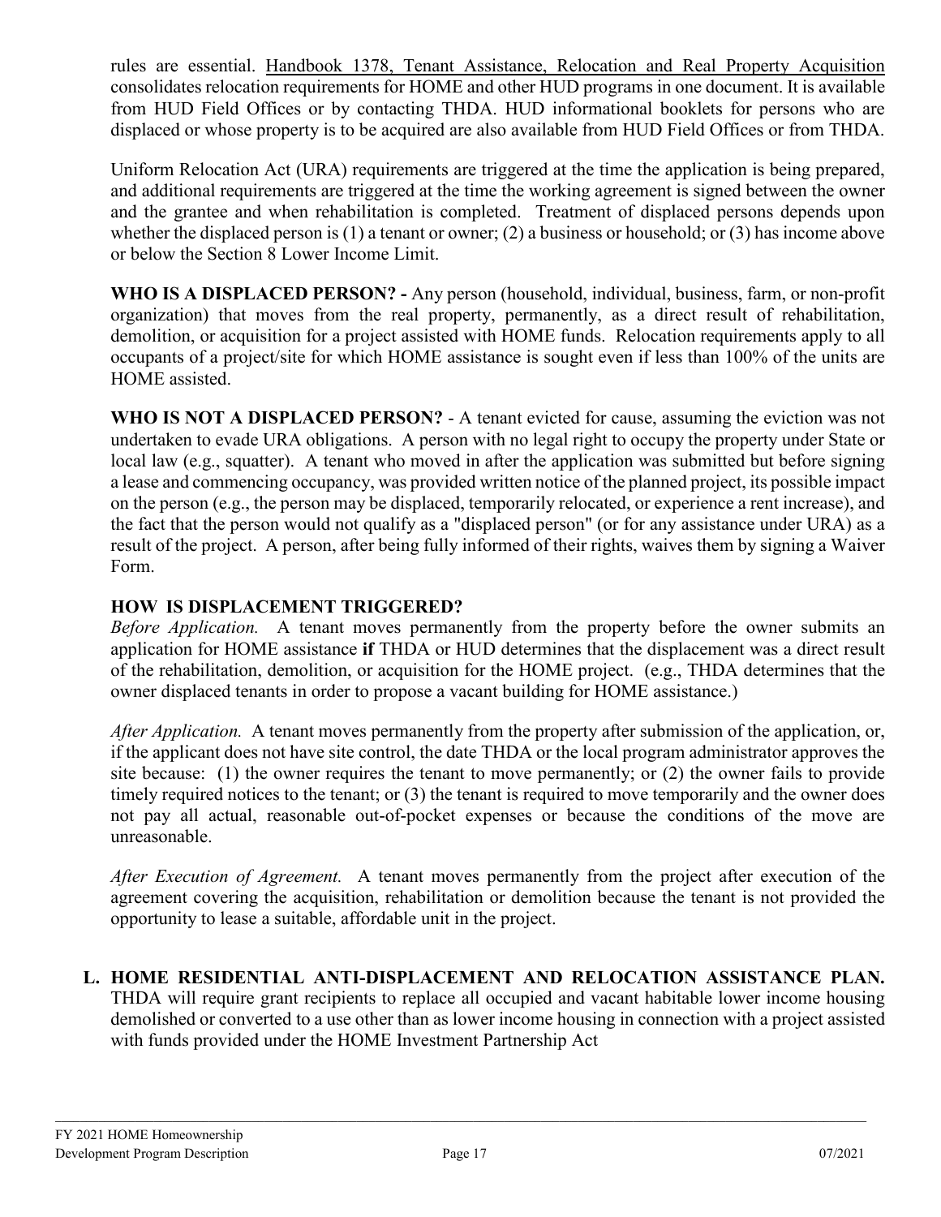rules are essential. Handbook 1378, Tenant Assistance, Relocation and Real Property Acquisition consolidates relocation requirements for HOME and other HUD programs in one document. It is available from HUD Field Offices or by contacting THDA. HUD informational booklets for persons who are displaced or whose property is to be acquired are also available from HUD Field Offices or from THDA.

Uniform Relocation Act (URA) requirements are triggered at the time the application is being prepared, and additional requirements are triggered at the time the working agreement is signed between the owner and the grantee and when rehabilitation is completed. Treatment of displaced persons depends upon whether the displaced person is (1) a tenant or owner; (2) a business or household; or (3) has income above or below the Section 8 Lower Income Limit.

**WHO IS A DISPLACED PERSON? -** Any person (household, individual, business, farm, or non-profit organization) that moves from the real property, permanently, as a direct result of rehabilitation, demolition, or acquisition for a project assisted with HOME funds. Relocation requirements apply to all occupants of a project/site for which HOME assistance is sought even if less than 100% of the units are HOME assisted.

**WHO IS NOT A DISPLACED PERSON?** - A tenant evicted for cause, assuming the eviction was not undertaken to evade URA obligations. A person with no legal right to occupy the property under State or local law (e.g., squatter). A tenant who moved in after the application was submitted but before signing a lease and commencing occupancy, was provided written notice of the planned project, its possible impact on the person (e.g., the person may be displaced, temporarily relocated, or experience a rent increase), and the fact that the person would not qualify as a "displaced person" (or for any assistance under URA) as a result of the project. A person, after being fully informed of their rights, waives them by signing a Waiver Form.

**HOW IS DISPLACEMENT TRIGGERED?**

*Before Application.* A tenant moves permanently from the property before the owner submits an application for HOME assistance **if** THDA or HUD determines that the displacement was a direct result of the rehabilitation, demolition, or acquisition for the HOME project. (e.g., THDA determines that the owner displaced tenants in order to propose a vacant building for HOME assistance.)

*After Application.* A tenant moves permanently from the property after submission of the application, or, if the applicant does not have site control, the date THDA or the local program administrator approves the site because: (1) the owner requires the tenant to move permanently; or (2) the owner fails to provide timely required notices to the tenant; or (3) the tenant is required to move temporarily and the owner does not pay all actual, reasonable out-of-pocket expenses or because the conditions of the move are unreasonable.

*After Execution of Agreement.* A tenant moves permanently from the project after execution of the agreement covering the acquisition, rehabilitation or demolition because the tenant is not provided the opportunity to lease a suitable, affordable unit in the project.

**L. HOME RESIDENTIAL ANTI-DISPLACEMENT AND RELOCATION ASSISTANCE PLAN.** THDA will require grant recipients to replace all occupied and vacant habitable lower income housing demolished or converted to a use other than as lower income housing in connection with a project assisted with funds provided under the HOME Investment Partnership Act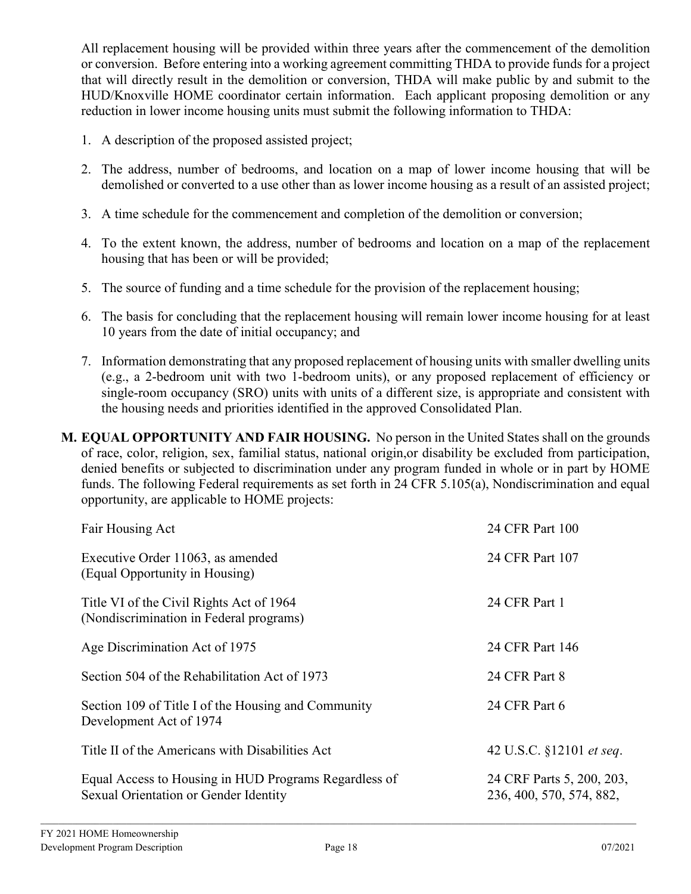All replacement housing will be provided within three years after the commencement of the demolition or conversion. Before entering into a working agreement committing THDA to provide funds for a project that will directly result in the demolition or conversion, THDA will make public by and submit to the HUD/Knoxville HOME coordinator certain information. Each applicant proposing demolition or any reduction in lower income housing units must submit the following information to THDA:

1. A description of the proposed assisted project;
2. The address, number of bedrooms, and location on a map of lower income housing that will be demolished or converted to a use other than as lower income housing as a result of an assisted project;
3. A time schedule for the commencement and completion of the demolition or conversion;
4. To the extent known, the address, number of bedrooms and location on a map of the replacement housing that has been or will be provided;
5. The source of funding and a time schedule for the provision of the replacement housing;
6. The basis for concluding that the replacement housing will remain lower income housing for at least 10 years from the date of initial occupancy; and
7. Information demonstrating that any proposed replacement of housing units with smaller dwelling units (e.g., a 2-bedroom unit with two 1-bedroom units), or any proposed replacement of efficiency or single-room occupancy (SRO) units with units of a different size, is appropriate and consistent with the housing needs and priorities identified in the approved Consolidated Plan.

**M. EQUAL OPPORTUNITY AND FAIR HOUSING.** No person in the United States shall on the grounds of race, color, religion, sex, familial status, national origin,or disability be excluded from participation, denied benefits or subjected to discrimination under any program funded in whole or in part by HOME funds. The following Federal requirements as set forth in 24 CFR 5.105(a), Nondiscrimination and equal opportunity, are applicable to HOME projects:

| | |
|---|---|
| Fair Housing Act | 24 CFR Part 100 |
| Executive Order 11063, as amended (Equal Opportunity in Housing) | 24 CFR Part 107 |
| Title VI of the Civil Rights Act of 1964 (Nondiscrimination in Federal programs) | 24 CFR Part 1 |
| Age Discrimination Act of 1975 | 24 CFR Part 146 |
| Section 504 of the Rehabilitation Act of 1973 | 24 CFR Part 8 |
| Section 109 of Title I of the Housing and Community Development Act of 1974 | 24 CFR Part 6 |
| Title II of the Americans with Disabilities Act | 42 U.S.C. §12101 *et seq*. |
| Equal Access to Housing in HUD Programs Regardless of Sexual Orientation or Gender Identity | 24 CRF Parts 5, 200, 203, 236, 400, 570, 574, 882, |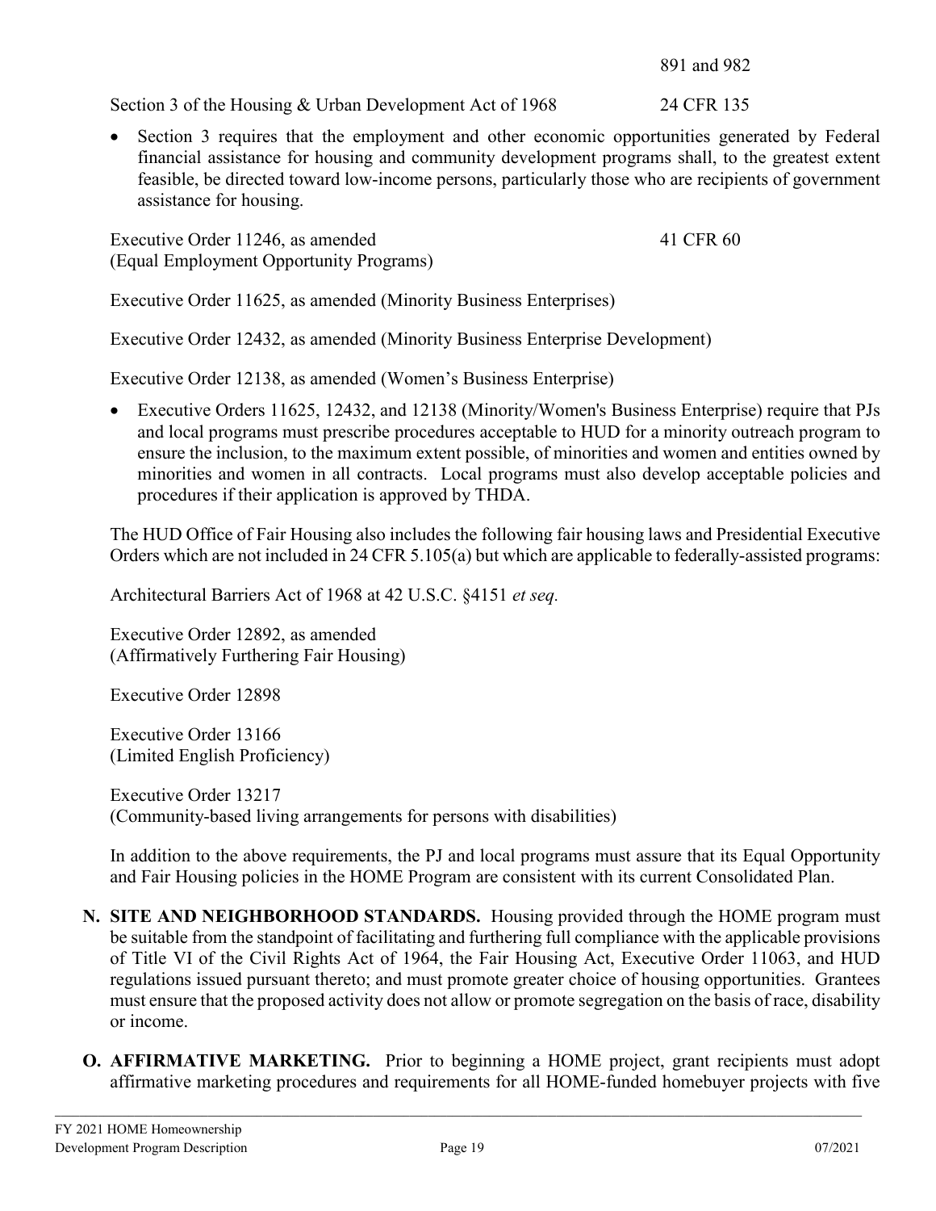891 and 982

Section 3 of the Housing & Urban Development Act of 1968 24 CFR 135

- Section 3 requires that the employment and other economic opportunities generated by Federal financial assistance for housing and community development programs shall, to the greatest extent feasible, be directed toward low-income persons, particularly those who are recipients of government assistance for housing.

Executive Order 11246, as amended 41 CFR 60
(Equal Employment Opportunity Programs)

Executive Order 11625, as amended (Minority Business Enterprises)

Executive Order 12432, as amended (Minority Business Enterprise Development)

Executive Order 12138, as amended (Women's Business Enterprise)

- Executive Orders 11625, 12432, and 12138 (Minority/Women's Business Enterprise) require that PJs and local programs must prescribe procedures acceptable to HUD for a minority outreach program to ensure the inclusion, to the maximum extent possible, of minorities and women and entities owned by minorities and women in all contracts. Local programs must also develop acceptable policies and procedures if their application is approved by THDA.

The HUD Office of Fair Housing also includes the following fair housing laws and Presidential Executive Orders which are not included in 24 CFR 5.105(a) but which are applicable to federally-assisted programs:

Architectural Barriers Act of 1968 at 42 U.S.C. §4151 *et seq.*

Executive Order 12892, as amended
(Affirmatively Furthering Fair Housing)

Executive Order 12898

Executive Order 13166
(Limited English Proficiency)

Executive Order 13217
(Community-based living arrangements for persons with disabilities)

In addition to the above requirements, the PJ and local programs must assure that its Equal Opportunity and Fair Housing policies in the HOME Program are consistent with its current Consolidated Plan.

**N. SITE AND NEIGHBORHOOD STANDARDS.** Housing provided through the HOME program must be suitable from the standpoint of facilitating and furthering full compliance with the applicable provisions of Title VI of the Civil Rights Act of 1964, the Fair Housing Act, Executive Order 11063, and HUD regulations issued pursuant thereto; and must promote greater choice of housing opportunities. Grantees must ensure that the proposed activity does not allow or promote segregation on the basis of race, disability or income.

**O. AFFIRMATIVE MARKETING.** Prior to beginning a HOME project, grant recipients must adopt affirmative marketing procedures and requirements for all HOME-funded homebuyer projects with five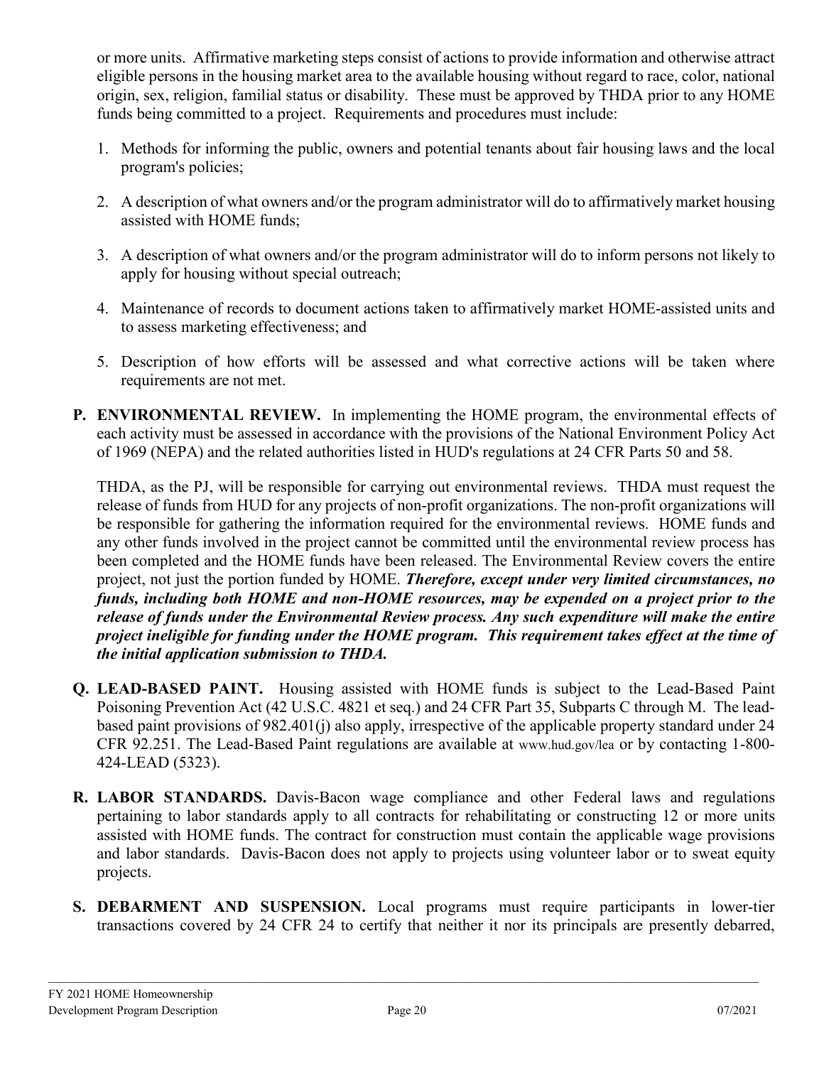or more units. Affirmative marketing steps consist of actions to provide information and otherwise attract eligible persons in the housing market area to the available housing without regard to race, color, national origin, sex, religion, familial status or disability. These must be approved by THDA prior to any HOME funds being committed to a project. Requirements and procedures must include:

1. Methods for informing the public, owners and potential tenants about fair housing laws and the local program's policies;

2. A description of what owners and/or the program administrator will do to affirmatively market housing assisted with HOME funds;

3. A description of what owners and/or the program administrator will do to inform persons not likely to apply for housing without special outreach;

4. Maintenance of records to document actions taken to affirmatively market HOME-assisted units and to assess marketing effectiveness; and

5. Description of how efforts will be assessed and what corrective actions will be taken where requirements are not met.

**P. ENVIRONMENTAL REVIEW.** In implementing the HOME program, the environmental effects of each activity must be assessed in accordance with the provisions of the National Environment Policy Act of 1969 (NEPA) and the related authorities listed in HUD's regulations at 24 CFR Parts 50 and 58.

THDA, as the PJ, will be responsible for carrying out environmental reviews. THDA must request the release of funds from HUD for any projects of non-profit organizations. The non-profit organizations will be responsible for gathering the information required for the environmental reviews. HOME funds and any other funds involved in the project cannot be committed until the environmental review process has been completed and the HOME funds have been released. The Environmental Review covers the entire project, not just the portion funded by HOME. ***Therefore, except under very limited circumstances, no funds, including both HOME and non-HOME resources, may be expended on a project prior to the release of funds under the Environmental Review process. Any such expenditure will make the entire project ineligible for funding under the HOME program. This requirement takes effect at the time of the initial application submission to THDA.***

**Q. LEAD-BASED PAINT.** Housing assisted with HOME funds is subject to the Lead-Based Paint Poisoning Prevention Act (42 U.S.C. 4821 et seq.) and 24 CFR Part 35, Subparts C through M. The lead-based paint provisions of 982.401(j) also apply, irrespective of the applicable property standard under 24 CFR 92.251. The Lead-Based Paint regulations are available at www.hud.gov/lea or by contacting 1-800-424-LEAD (5323).

**R. LABOR STANDARDS.** Davis-Bacon wage compliance and other Federal laws and regulations pertaining to labor standards apply to all contracts for rehabilitating or constructing 12 or more units assisted with HOME funds. The contract for construction must contain the applicable wage provisions and labor standards. Davis-Bacon does not apply to projects using volunteer labor or to sweat equity projects.

**S. DEBARMENT AND SUSPENSION.** Local programs must require participants in lower-tier transactions covered by 24 CFR 24 to certify that neither it nor its principals are presently debarred,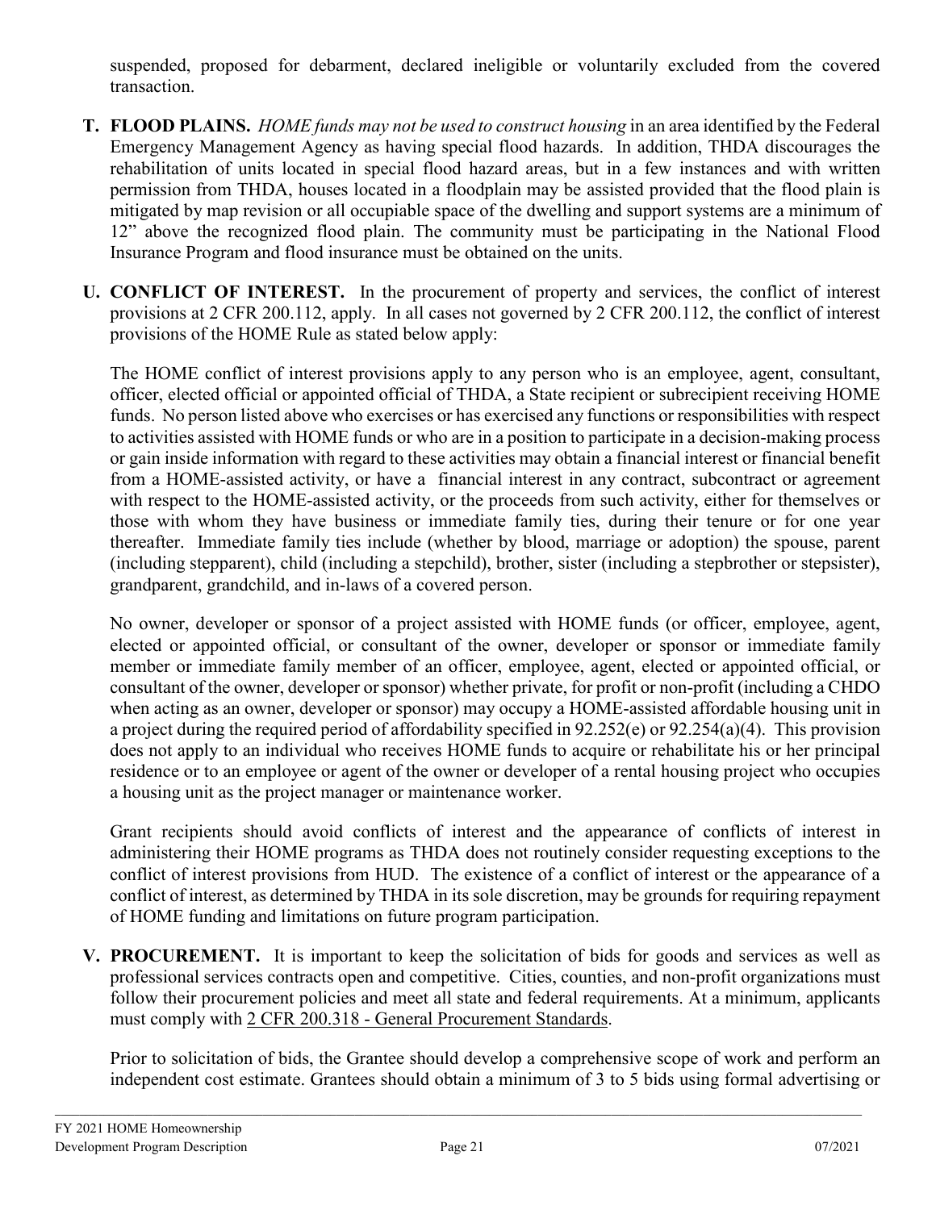suspended, proposed for debarment, declared ineligible or voluntarily excluded from the covered transaction.

**T. FLOOD PLAINS.** *HOME funds may not be used to construct housing* in an area identified by the Federal Emergency Management Agency as having special flood hazards. In addition, THDA discourages the rehabilitation of units located in special flood hazard areas, but in a few instances and with written permission from THDA, houses located in a floodplain may be assisted provided that the flood plain is mitigated by map revision or all occupiable space of the dwelling and support systems are a minimum of 12" above the recognized flood plain. The community must be participating in the National Flood Insurance Program and flood insurance must be obtained on the units.

**U. CONFLICT OF INTEREST.** In the procurement of property and services, the conflict of interest provisions at 2 CFR 200.112, apply. In all cases not governed by 2 CFR 200.112, the conflict of interest provisions of the HOME Rule as stated below apply:

The HOME conflict of interest provisions apply to any person who is an employee, agent, consultant, officer, elected official or appointed official of THDA, a State recipient or subrecipient receiving HOME funds. No person listed above who exercises or has exercised any functions or responsibilities with respect to activities assisted with HOME funds or who are in a position to participate in a decision-making process or gain inside information with regard to these activities may obtain a financial interest or financial benefit from a HOME-assisted activity, or have a financial interest in any contract, subcontract or agreement with respect to the HOME-assisted activity, or the proceeds from such activity, either for themselves or those with whom they have business or immediate family ties, during their tenure or for one year thereafter. Immediate family ties include (whether by blood, marriage or adoption) the spouse, parent (including stepparent), child (including a stepchild), brother, sister (including a stepbrother or stepsister), grandparent, grandchild, and in-laws of a covered person.

No owner, developer or sponsor of a project assisted with HOME funds (or officer, employee, agent, elected or appointed official, or consultant of the owner, developer or sponsor or immediate family member or immediate family member of an officer, employee, agent, elected or appointed official, or consultant of the owner, developer or sponsor) whether private, for profit or non-profit (including a CHDO when acting as an owner, developer or sponsor) may occupy a HOME-assisted affordable housing unit in a project during the required period of affordability specified in 92.252(e) or 92.254(a)(4). This provision does not apply to an individual who receives HOME funds to acquire or rehabilitate his or her principal residence or to an employee or agent of the owner or developer of a rental housing project who occupies a housing unit as the project manager or maintenance worker.

Grant recipients should avoid conflicts of interest and the appearance of conflicts of interest in administering their HOME programs as THDA does not routinely consider requesting exceptions to the conflict of interest provisions from HUD. The existence of a conflict of interest or the appearance of a conflict of interest, as determined by THDA in its sole discretion, may be grounds for requiring repayment of HOME funding and limitations on future program participation.

**V. PROCUREMENT.** It is important to keep the solicitation of bids for goods and services as well as professional services contracts open and competitive. Cities, counties, and non-profit organizations must follow their procurement policies and meet all state and federal requirements. At a minimum, applicants must comply with 2 CFR 200.318 - General Procurement Standards.

Prior to solicitation of bids, the Grantee should develop a comprehensive scope of work and perform an independent cost estimate. Grantees should obtain a minimum of 3 to 5 bids using formal advertising or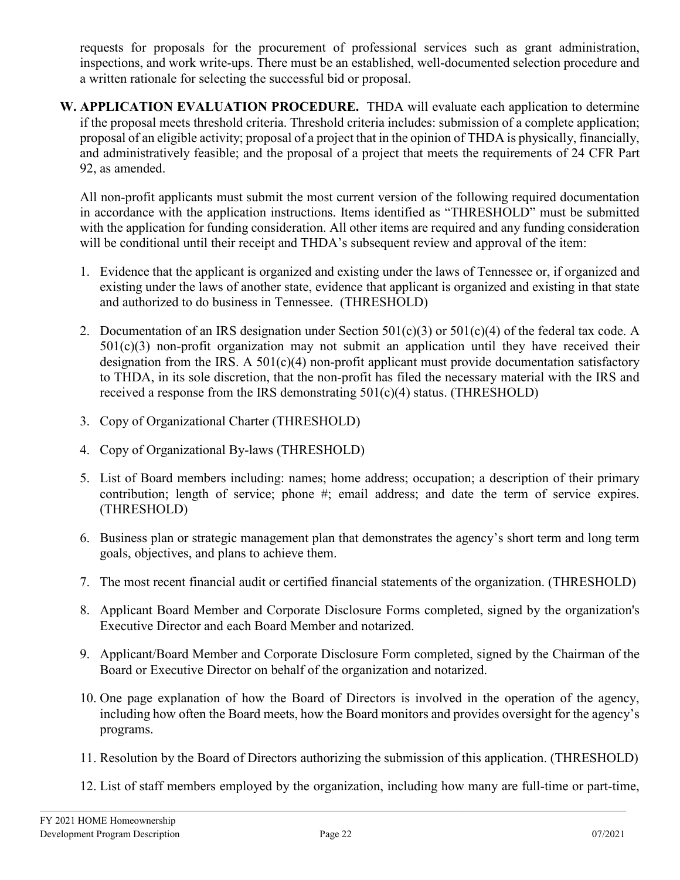requests for proposals for the procurement of professional services such as grant administration, inspections, and work write-ups. There must be an established, well-documented selection procedure and a written rationale for selecting the successful bid or proposal.

**W. APPLICATION EVALUATION PROCEDURE.** THDA will evaluate each application to determine if the proposal meets threshold criteria. Threshold criteria includes: submission of a complete application; proposal of an eligible activity; proposal of a project that in the opinion of THDA is physically, financially, and administratively feasible; and the proposal of a project that meets the requirements of 24 CFR Part 92, as amended.

All non-profit applicants must submit the most current version of the following required documentation in accordance with the application instructions. Items identified as "THRESHOLD" must be submitted with the application for funding consideration. All other items are required and any funding consideration will be conditional until their receipt and THDA's subsequent review and approval of the item:

1. Evidence that the applicant is organized and existing under the laws of Tennessee or, if organized and existing under the laws of another state, evidence that applicant is organized and existing in that state and authorized to do business in Tennessee. (THRESHOLD)

2. Documentation of an IRS designation under Section 501(c)(3) or 501(c)(4) of the federal tax code. A 501(c)(3) non-profit organization may not submit an application until they have received their designation from the IRS. A 501(c)(4) non-profit applicant must provide documentation satisfactory to THDA, in its sole discretion, that the non-profit has filed the necessary material with the IRS and received a response from the IRS demonstrating 501(c)(4) status. (THRESHOLD)

3. Copy of Organizational Charter (THRESHOLD)

4. Copy of Organizational By-laws (THRESHOLD)

5. List of Board members including: names; home address; occupation; a description of their primary contribution; length of service; phone #; email address; and date the term of service expires. (THRESHOLD)

6. Business plan or strategic management plan that demonstrates the agency's short term and long term goals, objectives, and plans to achieve them.

7. The most recent financial audit or certified financial statements of the organization. (THRESHOLD)

8. Applicant Board Member and Corporate Disclosure Forms completed, signed by the organization's Executive Director and each Board Member and notarized.

9. Applicant/Board Member and Corporate Disclosure Form completed, signed by the Chairman of the Board or Executive Director on behalf of the organization and notarized.

10. One page explanation of how the Board of Directors is involved in the operation of the agency, including how often the Board meets, how the Board monitors and provides oversight for the agency's programs.

11. Resolution by the Board of Directors authorizing the submission of this application. (THRESHOLD)

12. List of staff members employed by the organization, including how many are full-time or part-time,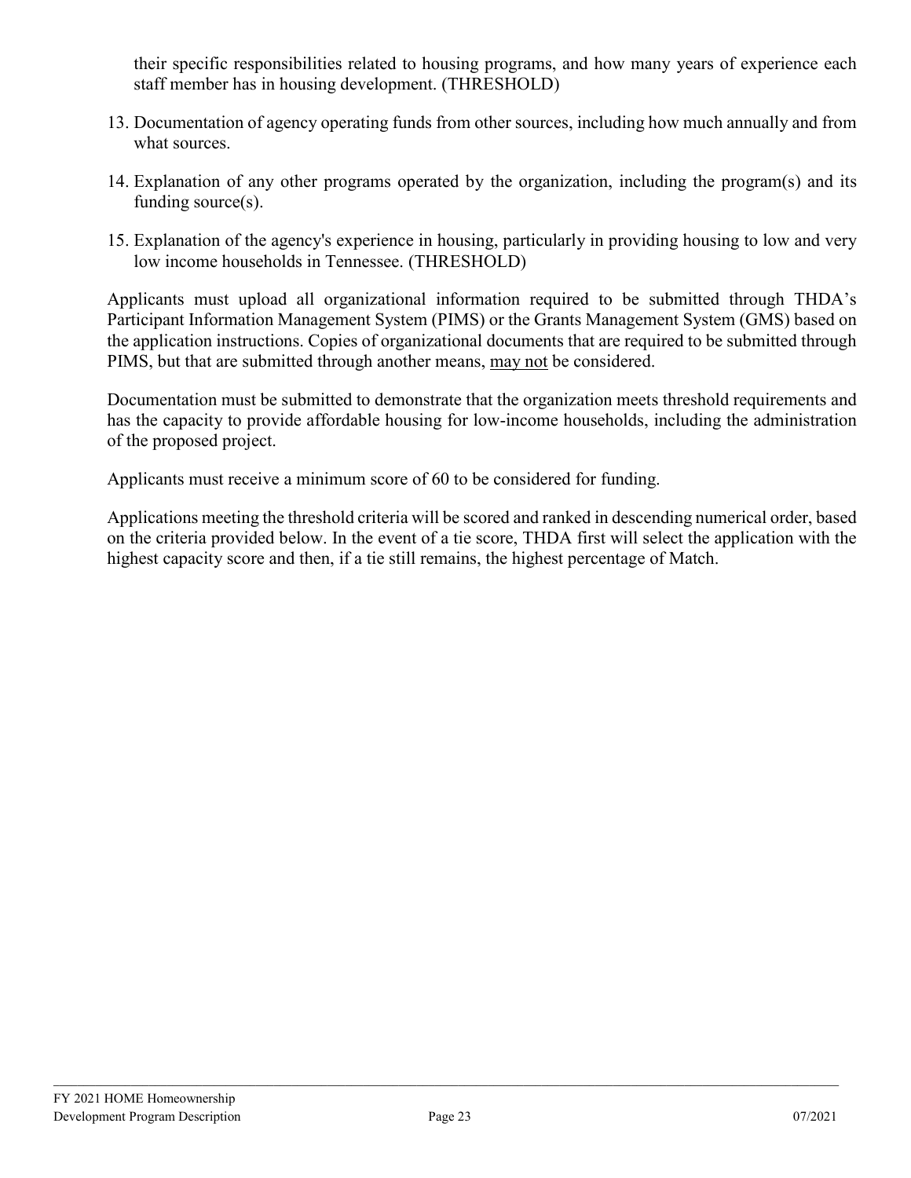their specific responsibilities related to housing programs, and how many years of experience each staff member has in housing development. (THRESHOLD)

13. Documentation of agency operating funds from other sources, including how much annually and from what sources.

14. Explanation of any other programs operated by the organization, including the program(s) and its funding source(s).

15. Explanation of the agency's experience in housing, particularly in providing housing to low and very low income households in Tennessee. (THRESHOLD)

Applicants must upload all organizational information required to be submitted through THDA's Participant Information Management System (PIMS) or the Grants Management System (GMS) based on the application instructions. Copies of organizational documents that are required to be submitted through PIMS, but that are submitted through another means, <u>may not</u> be considered.

Documentation must be submitted to demonstrate that the organization meets threshold requirements and has the capacity to provide affordable housing for low-income households, including the administration of the proposed project.

Applicants must receive a minimum score of 60 to be considered for funding.

Applications meeting the threshold criteria will be scored and ranked in descending numerical order, based on the criteria provided below. In the event of a tie score, THDA first will select the application with the highest capacity score and then, if a tie still remains, the highest percentage of Match.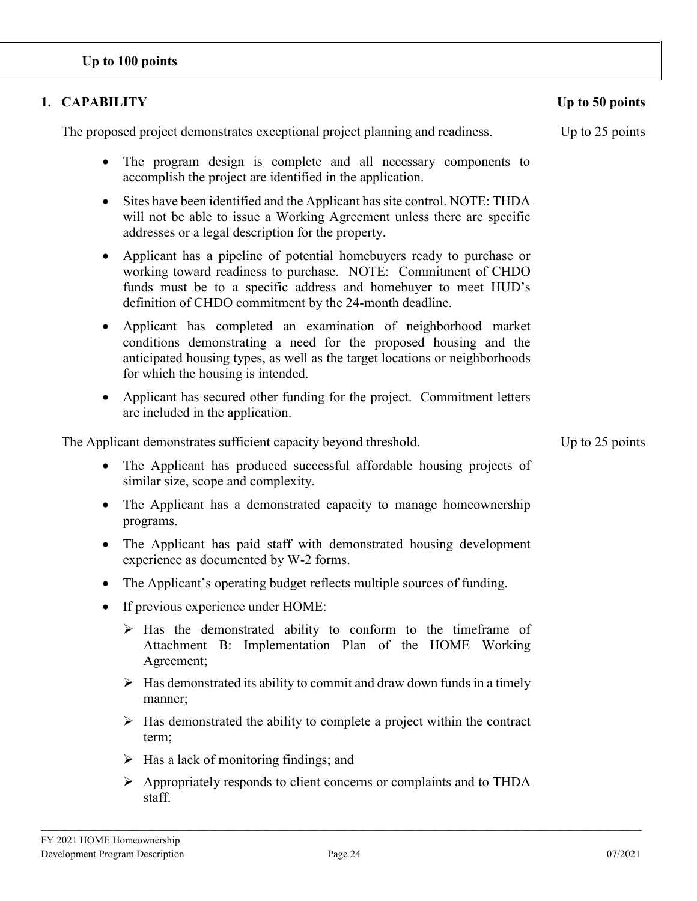**Up to 100 points**

## 1. CAPABILITY — Up to 50 points

The proposed project demonstrates exceptional project planning and readiness. — Up to 25 points

- The program design is complete and all necessary components to accomplish the project are identified in the application.
- Sites have been identified and the Applicant has site control. NOTE: THDA will not be able to issue a Working Agreement unless there are specific addresses or a legal description for the property.
- Applicant has a pipeline of potential homebuyers ready to purchase or working toward readiness to purchase. NOTE: Commitment of CHDO funds must be to a specific address and homebuyer to meet HUD's definition of CHDO commitment by the 24-month deadline.
- Applicant has completed an examination of neighborhood market conditions demonstrating a need for the proposed housing and the anticipated housing types, as well as the target locations or neighborhoods for which the housing is intended.
- Applicant has secured other funding for the project. Commitment letters are included in the application.

The Applicant demonstrates sufficient capacity beyond threshold. — Up to 25 points

- The Applicant has produced successful affordable housing projects of similar size, scope and complexity.
- The Applicant has a demonstrated capacity to manage homeownership programs.
- The Applicant has paid staff with demonstrated housing development experience as documented by W-2 forms.
- The Applicant's operating budget reflects multiple sources of funding.
- If previous experience under HOME:
  - Has the demonstrated ability to conform to the timeframe of Attachment B: Implementation Plan of the HOME Working Agreement;
  - Has demonstrated its ability to commit and draw down funds in a timely manner;
  - Has demonstrated the ability to complete a project within the contract term;
  - Has a lack of monitoring findings; and
  - Appropriately responds to client concerns or complaints and to THDA staff.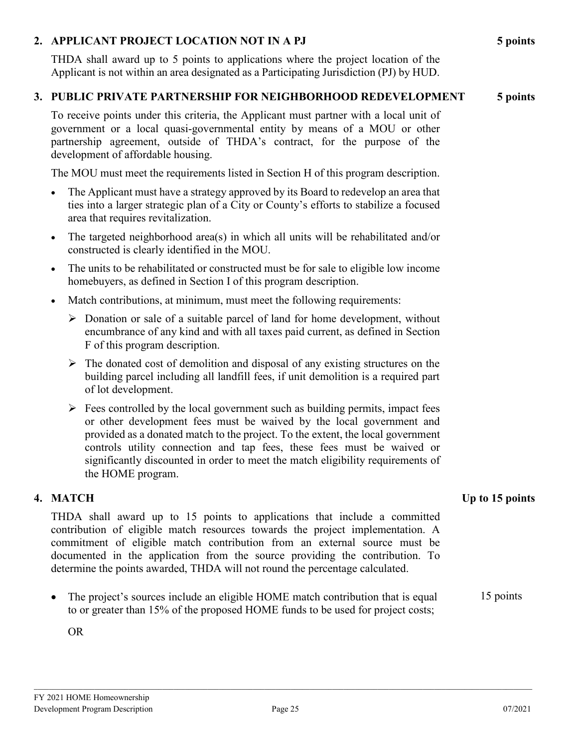## 2. APPLICANT PROJECT LOCATION NOT IN A PJ — 5 points

THDA shall award up to 5 points to applications where the project location of the Applicant is not within an area designated as a Participating Jurisdiction (PJ) by HUD.

## 3. PUBLIC PRIVATE PARTNERSHIP FOR NEIGHBORHOOD REDEVELOPMENT — 5 points

To receive points under this criteria, the Applicant must partner with a local unit of government or a local quasi-governmental entity by means of a MOU or other partnership agreement, outside of THDA's contract, for the purpose of the development of affordable housing.

The MOU must meet the requirements listed in Section H of this program description.

- The Applicant must have a strategy approved by its Board to redevelop an area that ties into a larger strategic plan of a City or County's efforts to stabilize a focused area that requires revitalization.
- The targeted neighborhood area(s) in which all units will be rehabilitated and/or constructed is clearly identified in the MOU.
- The units to be rehabilitated or constructed must be for sale to eligible low income homebuyers, as defined in Section I of this program description.
- Match contributions, at minimum, must meet the following requirements:
  - Donation or sale of a suitable parcel of land for home development, without encumbrance of any kind and with all taxes paid current, as defined in Section F of this program description.
  - The donated cost of demolition and disposal of any existing structures on the building parcel including all landfill fees, if unit demolition is a required part of lot development.
  - Fees controlled by the local government such as building permits, impact fees or other development fees must be waived by the local government and provided as a donated match to the project. To the extent, the local government controls utility connection and tap fees, these fees must be waived or significantly discounted in order to meet the match eligibility requirements of the HOME program.

## 4. MATCH — Up to 15 points

THDA shall award up to 15 points to applications that include a committed contribution of eligible match resources towards the project implementation. A commitment of eligible match contribution from an external source must be documented in the application from the source providing the contribution. To determine the points awarded, THDA will not round the percentage calculated.

- The project's sources include an eligible HOME match contribution that is equal to or greater than 15% of the proposed HOME funds to be used for project costs; — 15 points

OR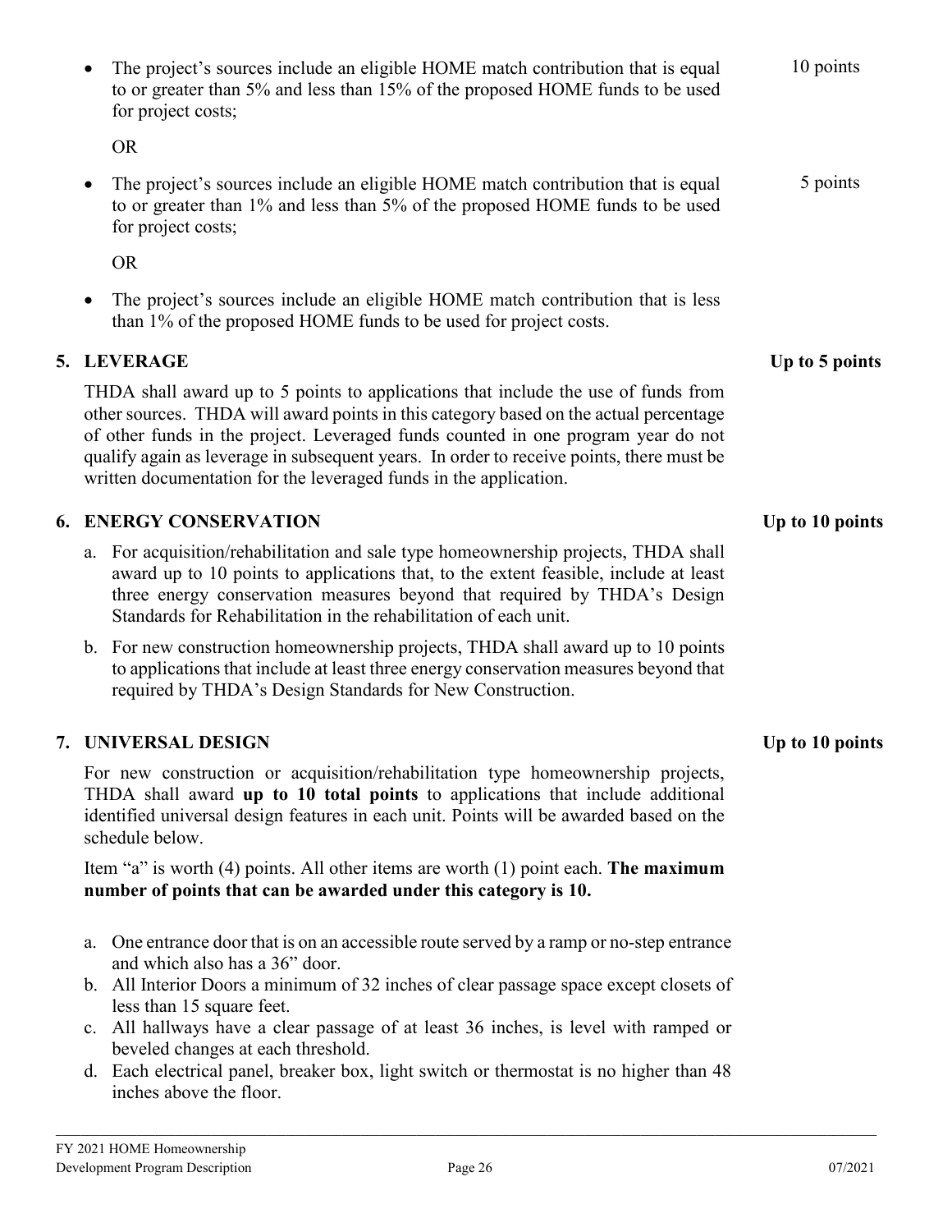- The project's sources include an eligible HOME match contribution that is equal to or greater than 5% and less than 15% of the proposed HOME funds to be used for project costs; — 10 points

  OR

- The project's sources include an eligible HOME match contribution that is equal to or greater than 1% and less than 5% of the proposed HOME funds to be used for project costs; — 5 points

  OR

- The project's sources include an eligible HOME match contribution that is less than 1% of the proposed HOME funds to be used for project costs.

## 5. LEVERAGE — Up to 5 points

THDA shall award up to 5 points to applications that include the use of funds from other sources. THDA will award points in this category based on the actual percentage of other funds in the project. Leveraged funds counted in one program year do not qualify again as leverage in subsequent years. In order to receive points, there must be written documentation for the leveraged funds in the application.

## 6. ENERGY CONSERVATION — Up to 10 points

a. For acquisition/rehabilitation and sale type homeownership projects, THDA shall award up to 10 points to applications that, to the extent feasible, include at least three energy conservation measures beyond that required by THDA's Design Standards for Rehabilitation in the rehabilitation of each unit.

b. For new construction homeownership projects, THDA shall award up to 10 points to applications that include at least three energy conservation measures beyond that required by THDA's Design Standards for New Construction.

## 7. UNIVERSAL DESIGN — Up to 10 points

For new construction or acquisition/rehabilitation type homeownership projects, THDA shall award **up to 10 total points** to applications that include additional identified universal design features in each unit. Points will be awarded based on the schedule below.

Item "a" is worth (4) points. All other items are worth (1) point each. **The maximum number of points that can be awarded under this category is 10.**

a. One entrance door that is on an accessible route served by a ramp or no-step entrance and which also has a 36" door.
b. All Interior Doors a minimum of 32 inches of clear passage space except closets of less than 15 square feet.
c. All hallways have a clear passage of at least 36 inches, is level with ramped or beveled changes at each threshold.
d. Each electrical panel, breaker box, light switch or thermostat is no higher than 48 inches above the floor.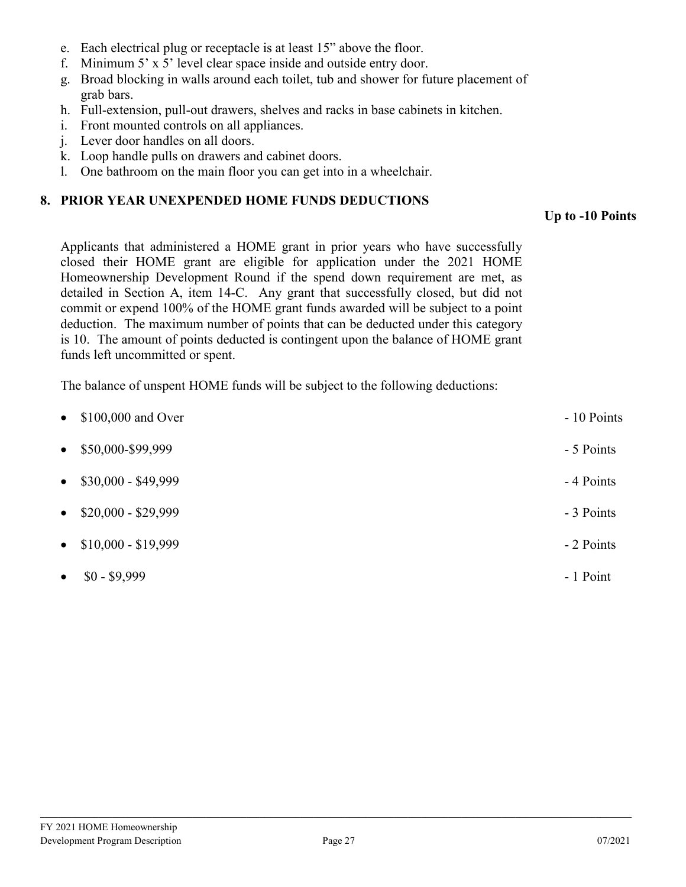e. Each electrical plug or receptacle is at least 15" above the floor.
f. Minimum 5' x 5' level clear space inside and outside entry door.
g. Broad blocking in walls around each toilet, tub and shower for future placement of grab bars.
h. Full-extension, pull-out drawers, shelves and racks in base cabinets in kitchen.
i. Front mounted controls on all appliances.
j. Lever door handles on all doors.
k. Loop handle pulls on drawers and cabinet doors.
l. One bathroom on the main floor you can get into in a wheelchair.

## 8. PRIOR YEAR UNEXPENDED HOME FUNDS DEDUCTIONS

**Up to -10 Points**

Applicants that administered a HOME grant in prior years who have successfully closed their HOME grant are eligible for application under the 2021 HOME Homeownership Development Round if the spend down requirement are met, as detailed in Section A, item 14-C. Any grant that successfully closed, but did not commit or expend 100% of the HOME grant funds awarded will be subject to a point deduction. The maximum number of points that can be deducted under this category is 10. The amount of points deducted is contingent upon the balance of HOME grant funds left uncommitted or spent.

The balance of unspent HOME funds will be subject to the following deductions:

- $100,000 and Over - 10 Points
- $50,000-$99,999 - 5 Points
- $30,000 - $49,999 - 4 Points
- $20,000 - $29,999 - 3 Points
- $10,000 - $19,999 - 2 Points
- $0 - $9,999 - 1 Point